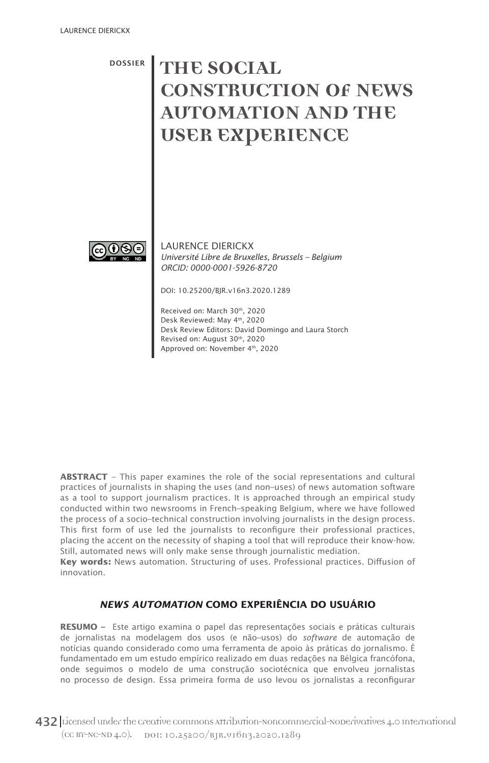DOSSIER

# THE SOCIAL CONSTRUCTION OF NEWS AUTOMATION AND THE USER EXPERIENCE

LAURENCE DIERICKX
*Université Libre de Bruxelles, Brussels – Belgium*
*ORCID: 0000-0001-5926-8720*

DOI: 10.25200/BJR.v16n3.2020.1289

Received on: March 30th, 2020
Desk Reviewed: May 4th, 2020
Desk Review Editors: David Domingo and Laura Storch
Revised on: August 30th, 2020
Approved on: November 4th, 2020

**ABSTRACT** – This paper examines the role of the social representations and cultural practices of journalists in shaping the uses (and non–uses) of news automation software as a tool to support journalism practices. It is approached through an empirical study conducted within two newsrooms in French–speaking Belgium, where we have followed the process of a socio–technical construction involving journalists in the design process. This first form of use led the journalists to reconfigure their professional practices, placing the accent on the necessity of shaping a tool that will reproduce their know-how. Still, automated news will only make sense through journalistic mediation.

**Key words:** News automation. Structuring of uses. Professional practices. Diffusion of innovation.

## *NEWS AUTOMATION* COMO EXPERIÊNCIA DO USUÁRIO

**RESUMO –** Este artigo examina o papel das representações sociais e práticas culturais de jornalistas na modelagem dos usos (e não–usos) do *software* de automação de notícias quando considerado como uma ferramenta de apoio às práticas do jornalismo. É fundamentado em um estudo empírico realizado em duas redações na Bélgica francófona, onde seguimos o modelo de uma construção sociotécnica que envolveu jornalistas no processo de design. Essa primeira forma de uso levou os jornalistas a reconfigurar

Licensed under the creative commons Attribution-NonCommercial-NoDerivatives 4.0 International (CC BY-NC-ND 4.0). DOI: 10.25200/BJR.v16n3.2020.1289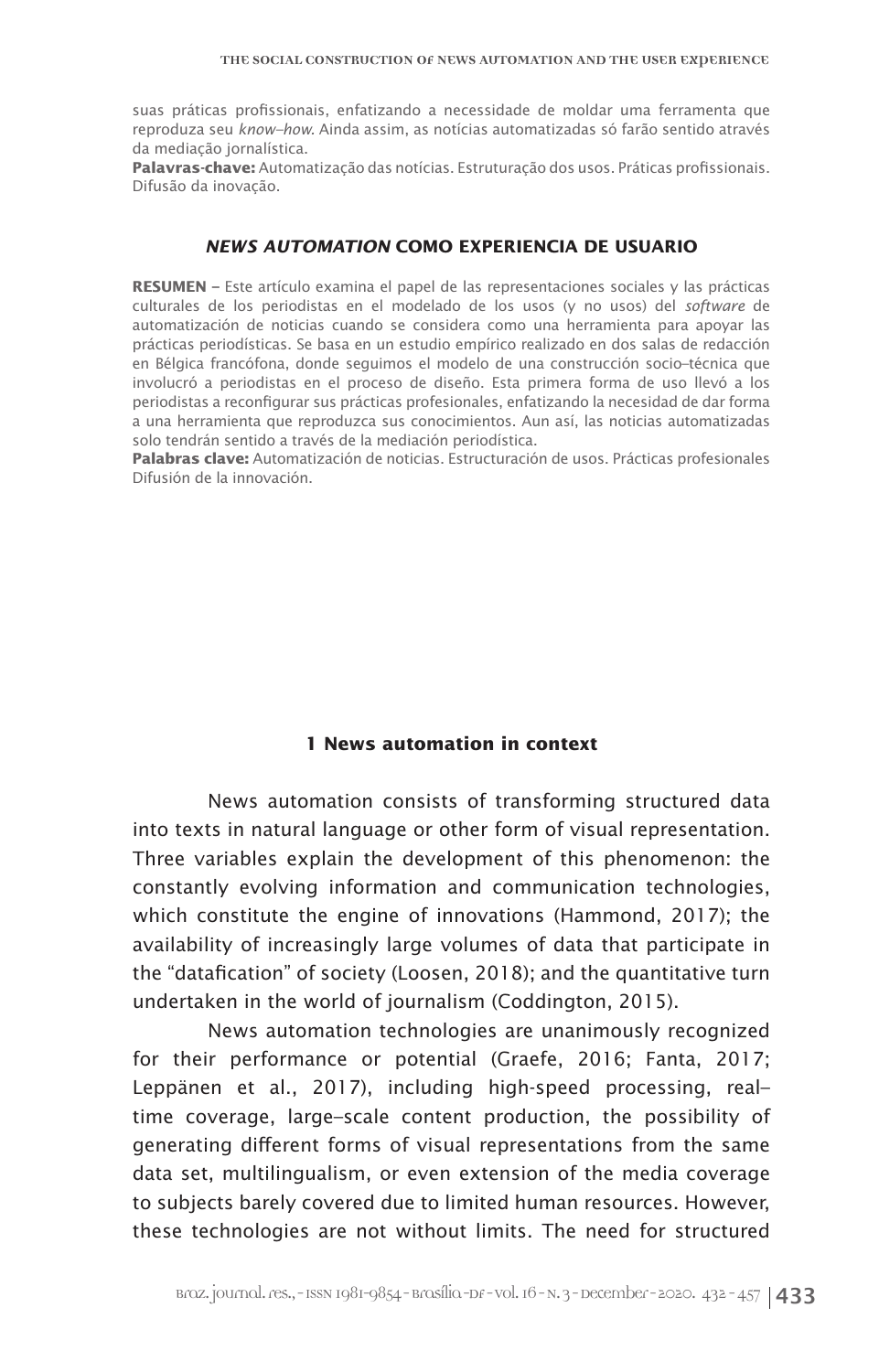suas práticas profissionais, enfatizando a necessidade de moldar uma ferramenta que reproduza seu *know–how.* Ainda assim, as notícias automatizadas só farão sentido através da mediação jornalística.

**Palavras-chave:** Automatização das notícias. Estruturação dos usos. Práticas profissionais. Difusão da inovação.

## *NEWS AUTOMATION* COMO EXPERIENCIA DE USUARIO

**RESUMEN –** Este artículo examina el papel de las representaciones sociales y las prácticas culturales de los periodistas en el modelado de los usos (y no usos) del *software* de automatización de noticias cuando se considera como una herramienta para apoyar las prácticas periodísticas. Se basa en un estudio empírico realizado en dos salas de redacción en Bélgica francófona, donde seguimos el modelo de una construcción socio–técnica que involucró a periodistas en el proceso de diseño. Esta primera forma de uso llevó a los periodistas a reconfigurar sus prácticas profesionales, enfatizando la necesidad de dar forma a una herramienta que reproduzca sus conocimientos. Aun así, las noticias automatizadas solo tendrán sentido a través de la mediación periodística.

**Palabras clave:** Automatización de noticias. Estructuración de usos. Prácticas profesionales Difusión de la innovación.

## 1 News automation in context

News automation consists of transforming structured data into texts in natural language or other form of visual representation. Three variables explain the development of this phenomenon: the constantly evolving information and communication technologies, which constitute the engine of innovations (Hammond, 2017); the availability of increasingly large volumes of data that participate in the "datafication" of society (Loosen, 2018); and the quantitative turn undertaken in the world of journalism (Coddington, 2015).

News automation technologies are unanimously recognized for their performance or potential (Graefe, 2016; Fanta, 2017; Leppänen et al., 2017), including high-speed processing, real–time coverage, large–scale content production, the possibility of generating different forms of visual representations from the same data set, multilingualism, or even extension of the media coverage to subjects barely covered due to limited human resources. However, these technologies are not without limits. The need for structured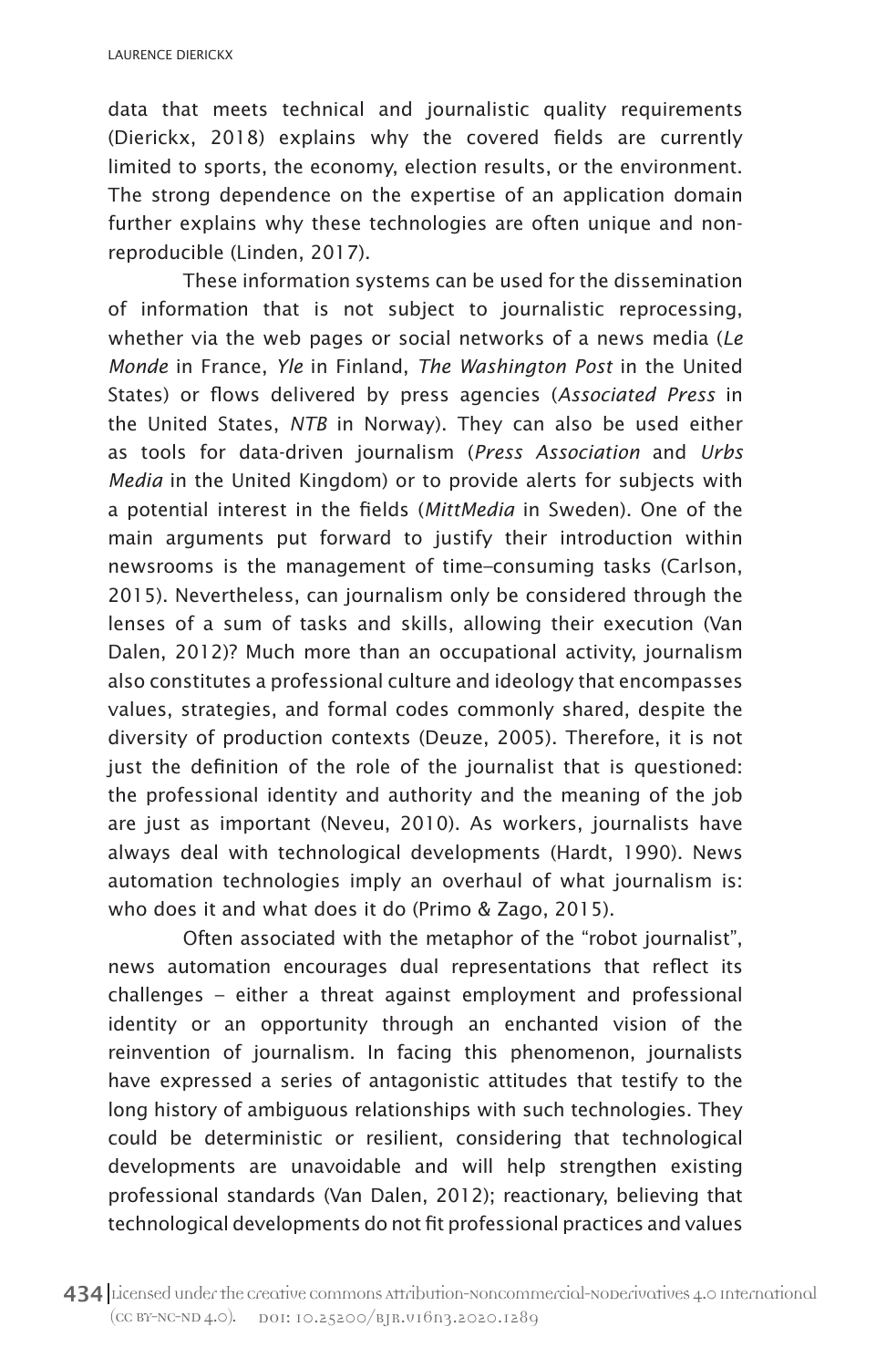data that meets technical and journalistic quality requirements (Dierickx, 2018) explains why the covered fields are currently limited to sports, the economy, election results, or the environment. The strong dependence on the expertise of an application domain further explains why these technologies are often unique and non-reproducible (Linden, 2017).

These information systems can be used for the dissemination of information that is not subject to journalistic reprocessing, whether via the web pages or social networks of a news media (*Le Monde* in France, *Yle* in Finland, *The Washington Post* in the United States) or flows delivered by press agencies (*Associated Press* in the United States, *NTB* in Norway). They can also be used either as tools for data-driven journalism (*Press Association* and *Urbs Media* in the United Kingdom) or to provide alerts for subjects with a potential interest in the fields (*MittMedia* in Sweden). One of the main arguments put forward to justify their introduction within newsrooms is the management of time–consuming tasks (Carlson, 2015). Nevertheless, can journalism only be considered through the lenses of a sum of tasks and skills, allowing their execution (Van Dalen, 2012)? Much more than an occupational activity, journalism also constitutes a professional culture and ideology that encompasses values, strategies, and formal codes commonly shared, despite the diversity of production contexts (Deuze, 2005). Therefore, it is not just the definition of the role of the journalist that is questioned: the professional identity and authority and the meaning of the job are just as important (Neveu, 2010). As workers, journalists have always deal with technological developments (Hardt, 1990). News automation technologies imply an overhaul of what journalism is: who does it and what does it do (Primo & Zago, 2015).

Often associated with the metaphor of the "robot journalist", news automation encourages dual representations that reflect its challenges – either a threat against employment and professional identity or an opportunity through an enchanted vision of the reinvention of journalism. In facing this phenomenon, journalists have expressed a series of antagonistic attitudes that testify to the long history of ambiguous relationships with such technologies. They could be deterministic or resilient, considering that technological developments are unavoidable and will help strengthen existing professional standards (Van Dalen, 2012); reactionary, believing that technological developments do not fit professional practices and values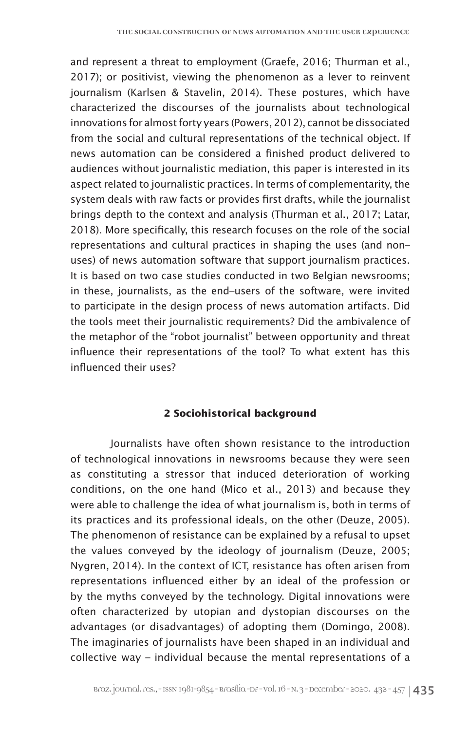and represent a threat to employment (Graefe, 2016; Thurman et al., 2017); or positivist, viewing the phenomenon as a lever to reinvent journalism (Karlsen & Stavelin, 2014). These postures, which have characterized the discourses of the journalists about technological innovations for almost forty years (Powers, 2012), cannot be dissociated from the social and cultural representations of the technical object. If news automation can be considered a finished product delivered to audiences without journalistic mediation, this paper is interested in its aspect related to journalistic practices. In terms of complementarity, the system deals with raw facts or provides first drafts, while the journalist brings depth to the context and analysis (Thurman et al., 2017; Latar, 2018). More specifically, this research focuses on the role of the social representations and cultural practices in shaping the uses (and non–uses) of news automation software that support journalism practices. It is based on two case studies conducted in two Belgian newsrooms; in these, journalists, as the end–users of the software, were invited to participate in the design process of news automation artifacts. Did the tools meet their journalistic requirements? Did the ambivalence of the metaphor of the "robot journalist" between opportunity and threat influence their representations of the tool? To what extent has this influenced their uses?

## 2 Sociohistorical background

Journalists have often shown resistance to the introduction of technological innovations in newsrooms because they were seen as constituting a stressor that induced deterioration of working conditions, on the one hand (Mico et al., 2013) and because they were able to challenge the idea of what journalism is, both in terms of its practices and its professional ideals, on the other (Deuze, 2005). The phenomenon of resistance can be explained by a refusal to upset the values conveyed by the ideology of journalism (Deuze, 2005; Nygren, 2014). In the context of ICT, resistance has often arisen from representations influenced either by an ideal of the profession or by the myths conveyed by the technology. Digital innovations were often characterized by utopian and dystopian discourses on the advantages (or disadvantages) of adopting them (Domingo, 2008). The imaginaries of journalists have been shaped in an individual and collective way – individual because the mental representations of a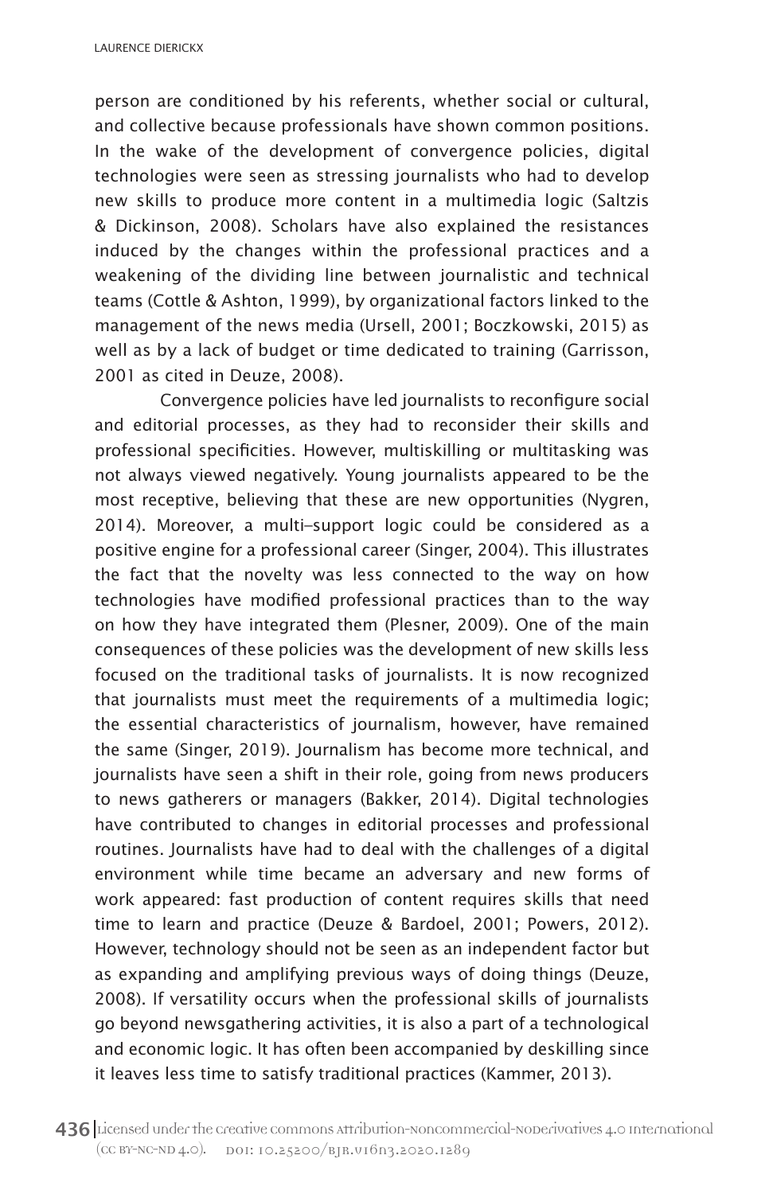person are conditioned by his referents, whether social or cultural, and collective because professionals have shown common positions. In the wake of the development of convergence policies, digital technologies were seen as stressing journalists who had to develop new skills to produce more content in a multimedia logic (Saltzis & Dickinson, 2008). Scholars have also explained the resistances induced by the changes within the professional practices and a weakening of the dividing line between journalistic and technical teams (Cottle & Ashton, 1999), by organizational factors linked to the management of the news media (Ursell, 2001; Boczkowski, 2015) as well as by a lack of budget or time dedicated to training (Garrisson, 2001 as cited in Deuze, 2008).

Convergence policies have led journalists to reconfigure social and editorial processes, as they had to reconsider their skills and professional specificities. However, multiskilling or multitasking was not always viewed negatively. Young journalists appeared to be the most receptive, believing that these are new opportunities (Nygren, 2014). Moreover, a multi–support logic could be considered as a positive engine for a professional career (Singer, 2004). This illustrates the fact that the novelty was less connected to the way on how technologies have modified professional practices than to the way on how they have integrated them (Plesner, 2009). One of the main consequences of these policies was the development of new skills less focused on the traditional tasks of journalists. It is now recognized that journalists must meet the requirements of a multimedia logic; the essential characteristics of journalism, however, have remained the same (Singer, 2019). Journalism has become more technical, and journalists have seen a shift in their role, going from news producers to news gatherers or managers (Bakker, 2014). Digital technologies have contributed to changes in editorial processes and professional routines. Journalists have had to deal with the challenges of a digital environment while time became an adversary and new forms of work appeared: fast production of content requires skills that need time to learn and practice (Deuze & Bardoel, 2001; Powers, 2012). However, technology should not be seen as an independent factor but as expanding and amplifying previous ways of doing things (Deuze, 2008). If versatility occurs when the professional skills of journalists go beyond newsgathering activities, it is also a part of a technological and economic logic. It has often been accompanied by deskilling since it leaves less time to satisfy traditional practices (Kammer, 2013).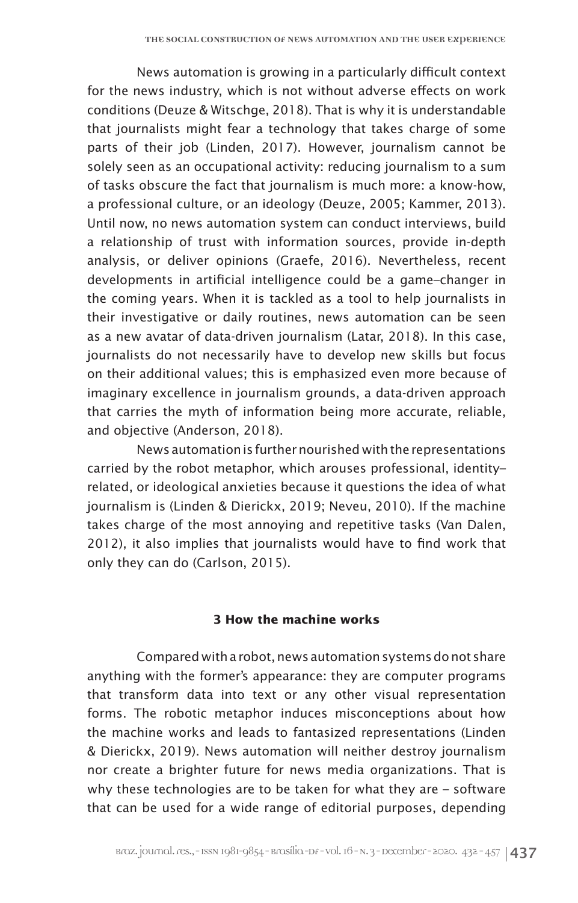News automation is growing in a particularly difficult context for the news industry, which is not without adverse effects on work conditions (Deuze & Witschge, 2018). That is why it is understandable that journalists might fear a technology that takes charge of some parts of their job (Linden, 2017). However, journalism cannot be solely seen as an occupational activity: reducing journalism to a sum of tasks obscure the fact that journalism is much more: a know-how, a professional culture, or an ideology (Deuze, 2005; Kammer, 2013). Until now, no news automation system can conduct interviews, build a relationship of trust with information sources, provide in-depth analysis, or deliver opinions (Graefe, 2016). Nevertheless, recent developments in artificial intelligence could be a game–changer in the coming years. When it is tackled as a tool to help journalists in their investigative or daily routines, news automation can be seen as a new avatar of data-driven journalism (Latar, 2018). In this case, journalists do not necessarily have to develop new skills but focus on their additional values; this is emphasized even more because of imaginary excellence in journalism grounds, a data-driven approach that carries the myth of information being more accurate, reliable, and objective (Anderson, 2018).

News automation is further nourished with the representations carried by the robot metaphor, which arouses professional, identity–related, or ideological anxieties because it questions the idea of what journalism is (Linden & Dierickx, 2019; Neveu, 2010). If the machine takes charge of the most annoying and repetitive tasks (Van Dalen, 2012), it also implies that journalists would have to find work that only they can do (Carlson, 2015).

## 3 How the machine works

Compared with a robot, news automation systems do not share anything with the former's appearance: they are computer programs that transform data into text or any other visual representation forms. The robotic metaphor induces misconceptions about how the machine works and leads to fantasized representations (Linden & Dierickx, 2019). News automation will neither destroy journalism nor create a brighter future for news media organizations. That is why these technologies are to be taken for what they are – software that can be used for a wide range of editorial purposes, depending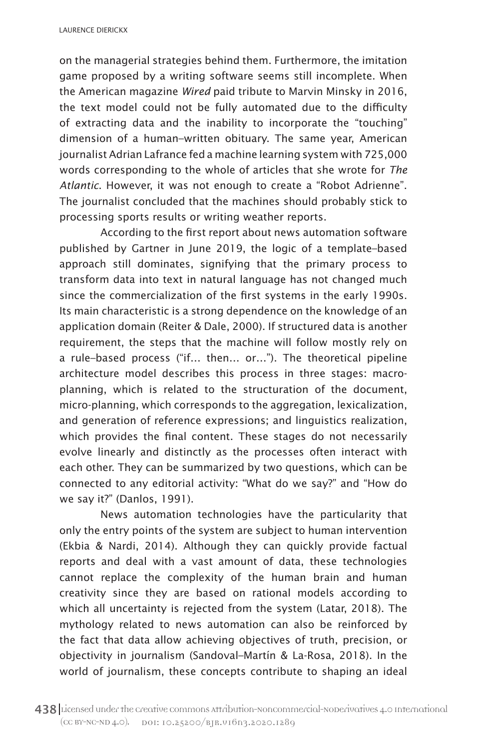on the managerial strategies behind them. Furthermore, the imitation game proposed by a writing software seems still incomplete. When the American magazine *Wired* paid tribute to Marvin Minsky in 2016, the text model could not be fully automated due to the difficulty of extracting data and the inability to incorporate the "touching" dimension of a human–written obituary. The same year, American journalist Adrian Lafrance fed a machine learning system with 725,000 words corresponding to the whole of articles that she wrote for *The Atlantic*. However, it was not enough to create a "Robot Adrienne". The journalist concluded that the machines should probably stick to processing sports results or writing weather reports.

According to the first report about news automation software published by Gartner in June 2019, the logic of a template–based approach still dominates, signifying that the primary process to transform data into text in natural language has not changed much since the commercialization of the first systems in the early 1990s. Its main characteristic is a strong dependence on the knowledge of an application domain (Reiter & Dale, 2000). If structured data is another requirement, the steps that the machine will follow mostly rely on a rule–based process ("if… then… or…"). The theoretical pipeline architecture model describes this process in three stages: macro-planning, which is related to the structuration of the document, micro-planning, which corresponds to the aggregation, lexicalization, and generation of reference expressions; and linguistics realization, which provides the final content. These stages do not necessarily evolve linearly and distinctly as the processes often interact with each other. They can be summarized by two questions, which can be connected to any editorial activity: "What do we say?" and "How do we say it?" (Danlos, 1991).

News automation technologies have the particularity that only the entry points of the system are subject to human intervention (Ekbia & Nardi, 2014). Although they can quickly provide factual reports and deal with a vast amount of data, these technologies cannot replace the complexity of the human brain and human creativity since they are based on rational models according to which all uncertainty is rejected from the system (Latar, 2018). The mythology related to news automation can also be reinforced by the fact that data allow achieving objectives of truth, precision, or objectivity in journalism (Sandoval–Martín & La-Rosa, 2018). In the world of journalism, these concepts contribute to shaping an ideal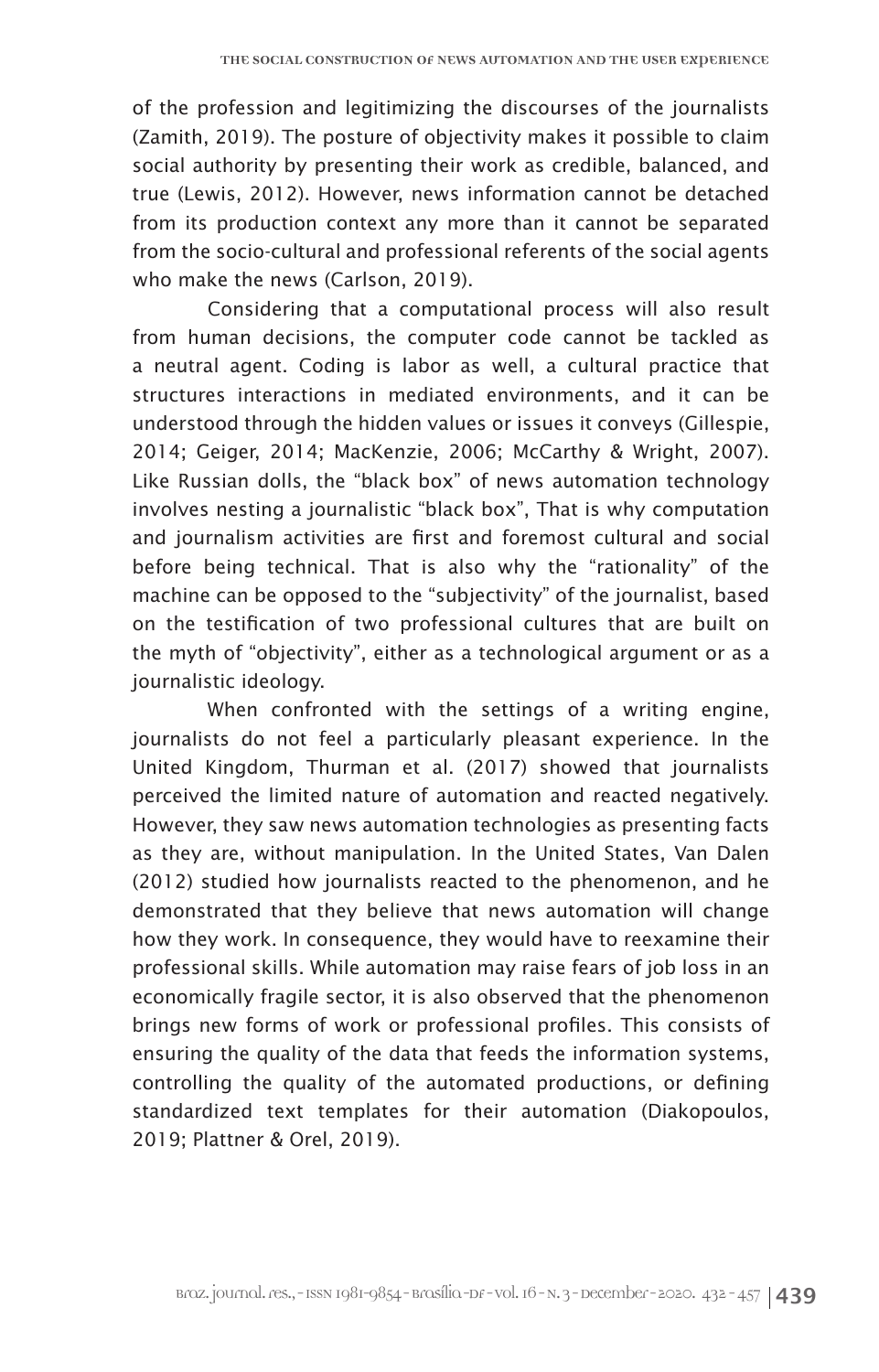of the profession and legitimizing the discourses of the journalists (Zamith, 2019). The posture of objectivity makes it possible to claim social authority by presenting their work as credible, balanced, and true (Lewis, 2012). However, news information cannot be detached from its production context any more than it cannot be separated from the socio-cultural and professional referents of the social agents who make the news (Carlson, 2019).

Considering that a computational process will also result from human decisions, the computer code cannot be tackled as a neutral agent. Coding is labor as well, a cultural practice that structures interactions in mediated environments, and it can be understood through the hidden values or issues it conveys (Gillespie, 2014; Geiger, 2014; MacKenzie, 2006; McCarthy & Wright, 2007). Like Russian dolls, the "black box" of news automation technology involves nesting a journalistic "black box", That is why computation and journalism activities are first and foremost cultural and social before being technical. That is also why the "rationality" of the machine can be opposed to the "subjectivity" of the journalist, based on the testification of two professional cultures that are built on the myth of "objectivity", either as a technological argument or as a journalistic ideology.

When confronted with the settings of a writing engine, journalists do not feel a particularly pleasant experience. In the United Kingdom, Thurman et al. (2017) showed that journalists perceived the limited nature of automation and reacted negatively. However, they saw news automation technologies as presenting facts as they are, without manipulation. In the United States, Van Dalen (2012) studied how journalists reacted to the phenomenon, and he demonstrated that they believe that news automation will change how they work. In consequence, they would have to reexamine their professional skills. While automation may raise fears of job loss in an economically fragile sector, it is also observed that the phenomenon brings new forms of work or professional profiles. This consists of ensuring the quality of the data that feeds the information systems, controlling the quality of the automated productions, or defining standardized text templates for their automation (Diakopoulos, 2019; Plattner & Orel, 2019).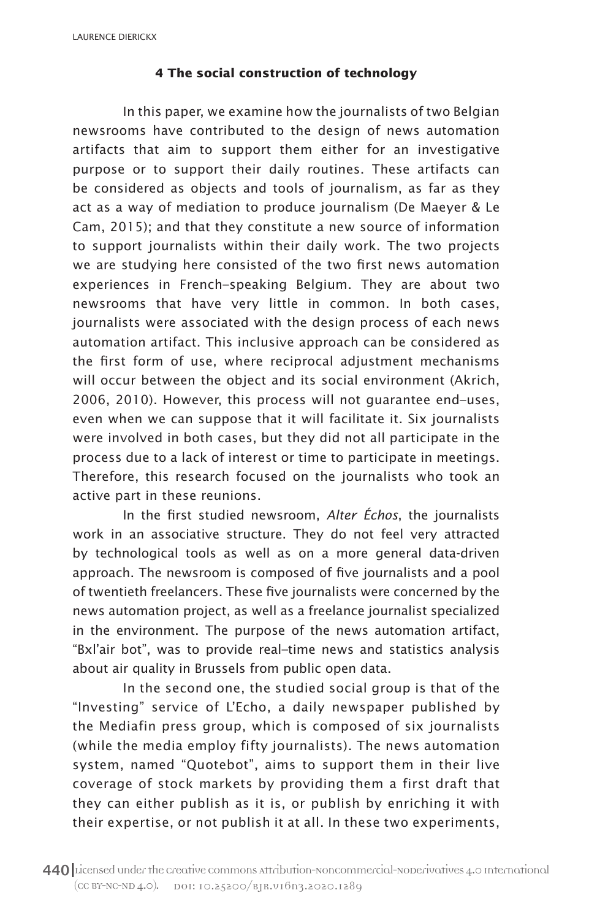## 4 The social construction of technology

In this paper, we examine how the journalists of two Belgian newsrooms have contributed to the design of news automation artifacts that aim to support them either for an investigative purpose or to support their daily routines. These artifacts can be considered as objects and tools of journalism, as far as they act as a way of mediation to produce journalism (De Maeyer & Le Cam, 2015); and that they constitute a new source of information to support journalists within their daily work. The two projects we are studying here consisted of the two first news automation experiences in French–speaking Belgium. They are about two newsrooms that have very little in common. In both cases, journalists were associated with the design process of each news automation artifact. This inclusive approach can be considered as the first form of use, where reciprocal adjustment mechanisms will occur between the object and its social environment (Akrich, 2006, 2010). However, this process will not guarantee end–uses, even when we can suppose that it will facilitate it. Six journalists were involved in both cases, but they did not all participate in the process due to a lack of interest or time to participate in meetings. Therefore, this research focused on the journalists who took an active part in these reunions.

In the first studied newsroom, *Alter Échos*, the journalists work in an associative structure. They do not feel very attracted by technological tools as well as on a more general data-driven approach. The newsroom is composed of five journalists and a pool of twentieth freelancers. These five journalists were concerned by the news automation project, as well as a freelance journalist specialized in the environment. The purpose of the news automation artifact, "Bxl'air bot", was to provide real–time news and statistics analysis about air quality in Brussels from public open data.

In the second one, the studied social group is that of the "Investing" service of L'Echo, a daily newspaper published by the Mediafin press group, which is composed of six journalists (while the media employ fifty journalists). The news automation system, named "Quotebot", aims to support them in their live coverage of stock markets by providing them a first draft that they can either publish as it is, or publish by enriching it with their expertise, or not publish it at all. In these two experiments,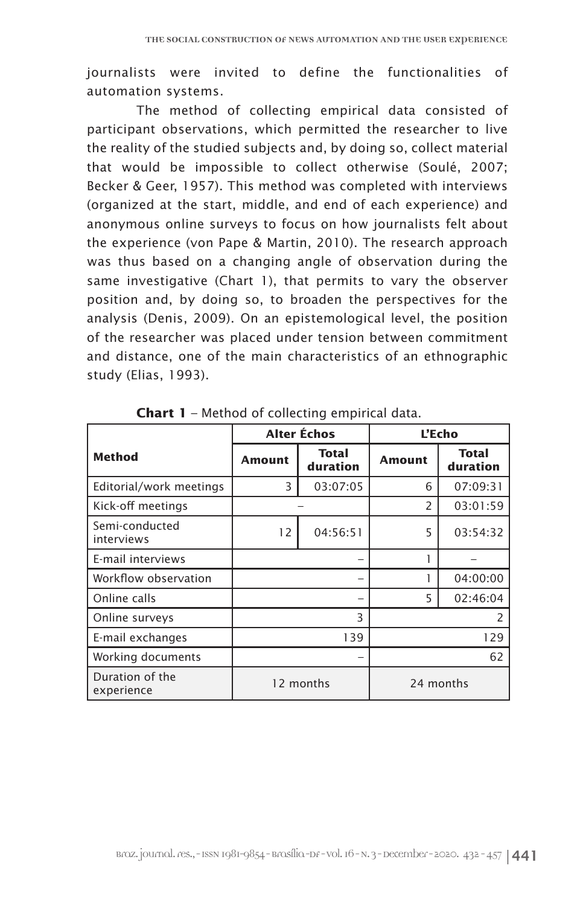journalists were invited to define the functionalities of automation systems.

The method of collecting empirical data consisted of participant observations, which permitted the researcher to live the reality of the studied subjects and, by doing so, collect material that would be impossible to collect otherwise (Soulé, 2007; Becker & Geer, 1957). This method was completed with interviews (organized at the start, middle, and end of each experience) and anonymous online surveys to focus on how journalists felt about the experience (von Pape & Martin, 2010). The research approach was thus based on a changing angle of observation during the same investigative (Chart 1), that permits to vary the observer position and, by doing so, to broaden the perspectives for the analysis (Denis, 2009). On an epistemological level, the position of the researcher was placed under tension between commitment and distance, one of the main characteristics of an ethnographic study (Elias, 1993).

**Chart 1** – Method of collecting empirical data.

| **Method** | **Alter Échos** | | **L'Echo** | |
|---|---|---|---|---|
| | **Amount** | **Total duration** | **Amount** | **Total duration** |
| Editorial/work meetings | 3 | 03:07:05 | 6 | 07:09:31 |
| Kick-off meetings | – | | 2 | 03:01:59 |
| Semi-conducted interviews | 12 | 04:56:51 | 5 | 03:54:32 |
| E-mail interviews | – | | 1 | – |
| Workflow observation | – | | 1 | 04:00:00 |
| Online calls | – | | 5 | 02:46:04 |
| Online surveys | 3 | | 2 | |
| E-mail exchanges | 139 | | 129 | |
| Working documents | – | | 62 | |
| Duration of the experience | 12 months | | 24 months | |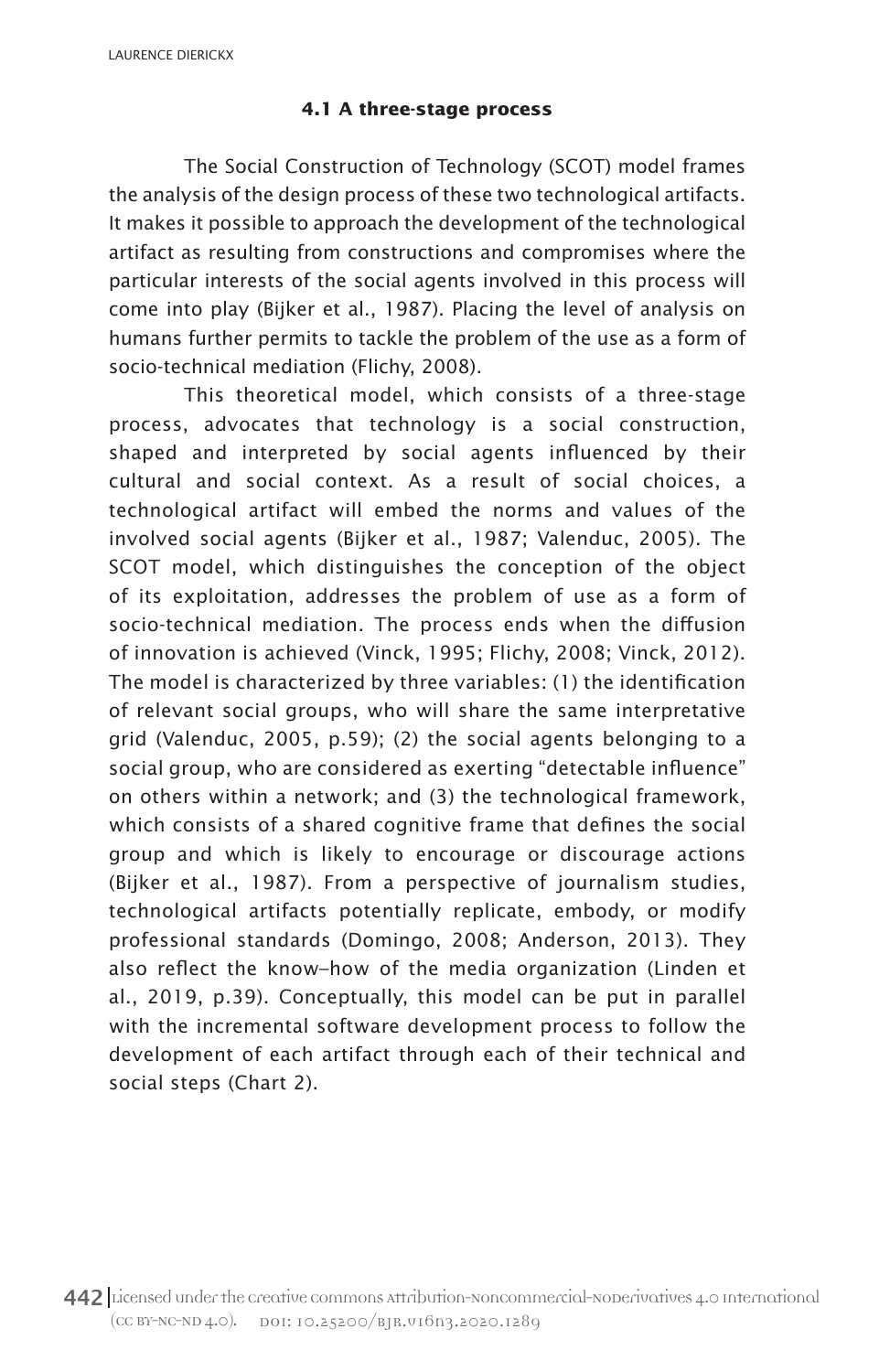### 4.1 A three-stage process

The Social Construction of Technology (SCOT) model frames the analysis of the design process of these two technological artifacts. It makes it possible to approach the development of the technological artifact as resulting from constructions and compromises where the particular interests of the social agents involved in this process will come into play (Bijker et al., 1987). Placing the level of analysis on humans further permits to tackle the problem of the use as a form of socio-technical mediation (Flichy, 2008).

This theoretical model, which consists of a three-stage process, advocates that technology is a social construction, shaped and interpreted by social agents influenced by their cultural and social context. As a result of social choices, a technological artifact will embed the norms and values of the involved social agents (Bijker et al., 1987; Valenduc, 2005). The SCOT model, which distinguishes the conception of the object of its exploitation, addresses the problem of use as a form of socio-technical mediation. The process ends when the diffusion of innovation is achieved (Vinck, 1995; Flichy, 2008; Vinck, 2012). The model is characterized by three variables: (1) the identification of relevant social groups, who will share the same interpretative grid (Valenduc, 2005, p.59); (2) the social agents belonging to a social group, who are considered as exerting "detectable influence" on others within a network; and (3) the technological framework, which consists of a shared cognitive frame that defines the social group and which is likely to encourage or discourage actions (Bijker et al., 1987). From a perspective of journalism studies, technological artifacts potentially replicate, embody, or modify professional standards (Domingo, 2008; Anderson, 2013). They also reflect the know–how of the media organization (Linden et al., 2019, p.39). Conceptually, this model can be put in parallel with the incremental software development process to follow the development of each artifact through each of their technical and social steps (Chart 2).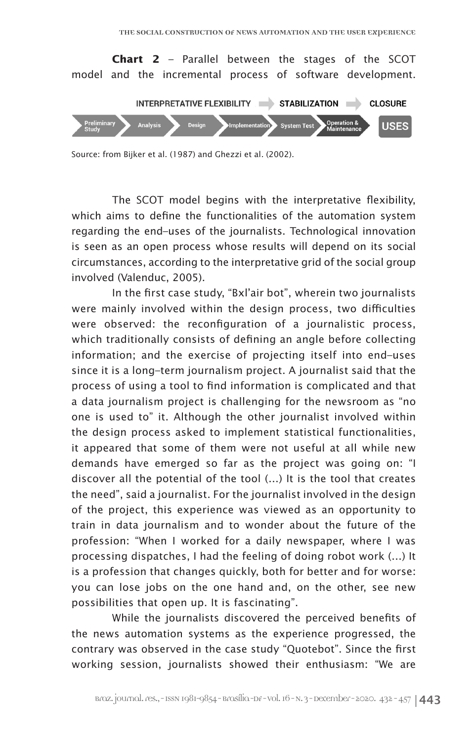**Chart 2** – Parallel between the stages of the SCOT model and the incremental process of software development.

| INTERPRETATIVE FLEXIBILITY | | | STABILIZATION | | CLOSURE |
| --- | --- | --- | --- | --- | --- |
| Preliminary Study | Analysis | Design | Implementation | System Test | Operation & Maintenance | USES |

Source: from Bijker et al. (1987) and Ghezzi et al. (2002).

The SCOT model begins with the interpretative flexibility, which aims to define the functionalities of the automation system regarding the end–uses of the journalists. Technological innovation is seen as an open process whose results will depend on its social circumstances, according to the interpretative grid of the social group involved (Valenduc, 2005).

In the first case study, "Bxl'air bot", wherein two journalists were mainly involved within the design process, two difficulties were observed: the reconfiguration of a journalistic process, which traditionally consists of defining an angle before collecting information; and the exercise of projecting itself into end–uses since it is a long–term journalism project. A journalist said that the process of using a tool to find information is complicated and that a data journalism project is challenging for the newsroom as "no one is used to" it. Although the other journalist involved within the design process asked to implement statistical functionalities, it appeared that some of them were not useful at all while new demands have emerged so far as the project was going on: "I discover all the potential of the tool (...) It is the tool that creates the need", said a journalist. For the journalist involved in the design of the project, this experience was viewed as an opportunity to train in data journalism and to wonder about the future of the profession: "When I worked for a daily newspaper, where I was processing dispatches, I had the feeling of doing robot work (...) It is a profession that changes quickly, both for better and for worse: you can lose jobs on the one hand and, on the other, see new possibilities that open up. It is fascinating".

While the journalists discovered the perceived benefits of the news automation systems as the experience progressed, the contrary was observed in the case study "Quotebot". Since the first working session, journalists showed their enthusiasm: "We are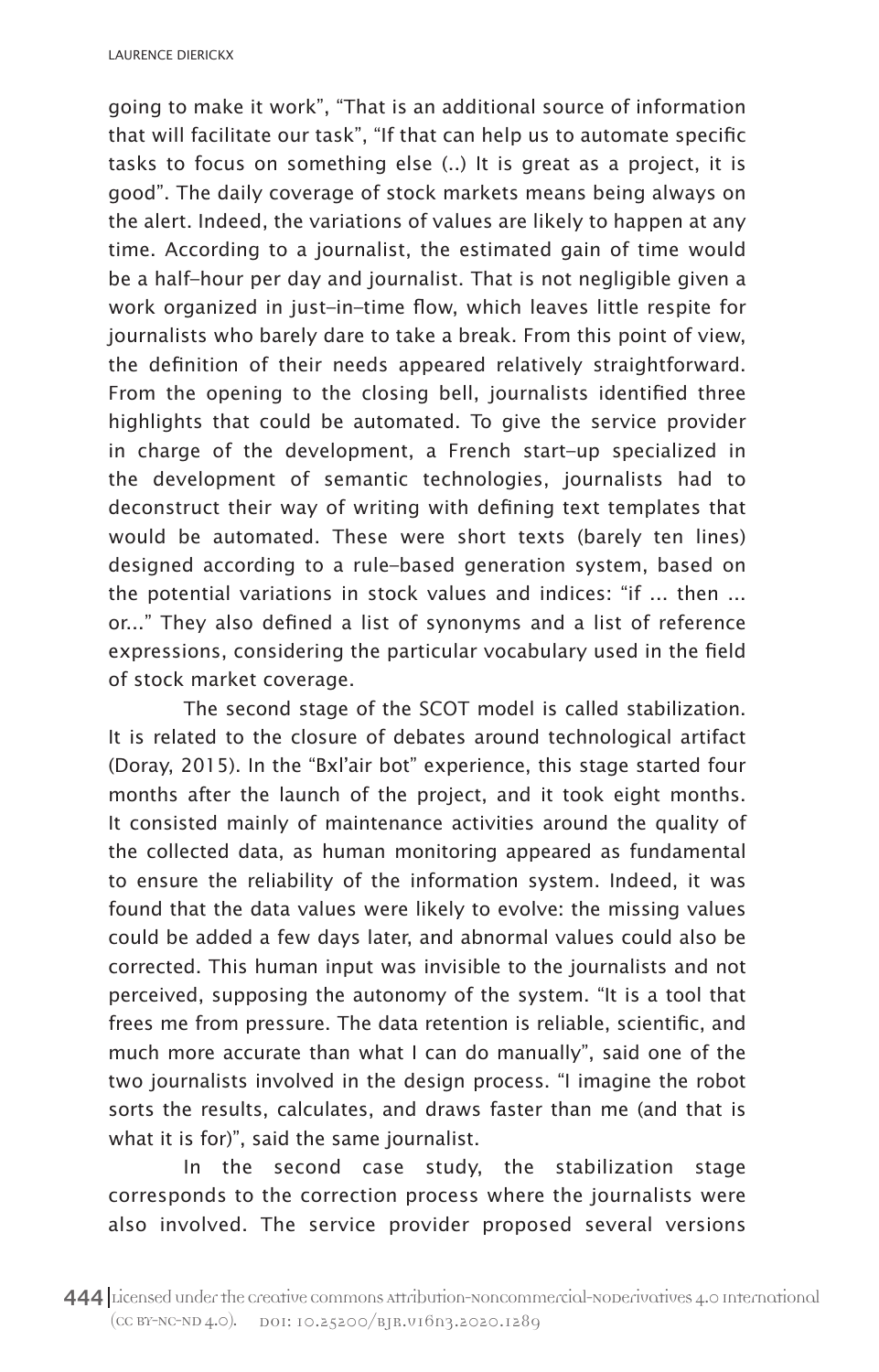going to make it work", "That is an additional source of information that will facilitate our task", "If that can help us to automate specific tasks to focus on something else (..) It is great as a project, it is good". The daily coverage of stock markets means being always on the alert. Indeed, the variations of values are likely to happen at any time. According to a journalist, the estimated gain of time would be a half-hour per day and journalist. That is not negligible given a work organized in just-in-time flow, which leaves little respite for journalists who barely dare to take a break. From this point of view, the definition of their needs appeared relatively straightforward. From the opening to the closing bell, journalists identified three highlights that could be automated. To give the service provider in charge of the development, a French start-up specialized in the development of semantic technologies, journalists had to deconstruct their way of writing with defining text templates that would be automated. These were short texts (barely ten lines) designed according to a rule-based generation system, based on the potential variations in stock values and indices: "if ... then ... or..." They also defined a list of synonyms and a list of reference expressions, considering the particular vocabulary used in the field of stock market coverage.

The second stage of the SCOT model is called stabilization. It is related to the closure of debates around technological artifact (Doray, 2015). In the "Bxl'air bot" experience, this stage started four months after the launch of the project, and it took eight months. It consisted mainly of maintenance activities around the quality of the collected data, as human monitoring appeared as fundamental to ensure the reliability of the information system. Indeed, it was found that the data values were likely to evolve: the missing values could be added a few days later, and abnormal values could also be corrected. This human input was invisible to the journalists and not perceived, supposing the autonomy of the system. "It is a tool that frees me from pressure. The data retention is reliable, scientific, and much more accurate than what I can do manually", said one of the two journalists involved in the design process. "I imagine the robot sorts the results, calculates, and draws faster than me (and that is what it is for)", said the same journalist.

In the second case study, the stabilization stage corresponds to the correction process where the journalists were also involved. The service provider proposed several versions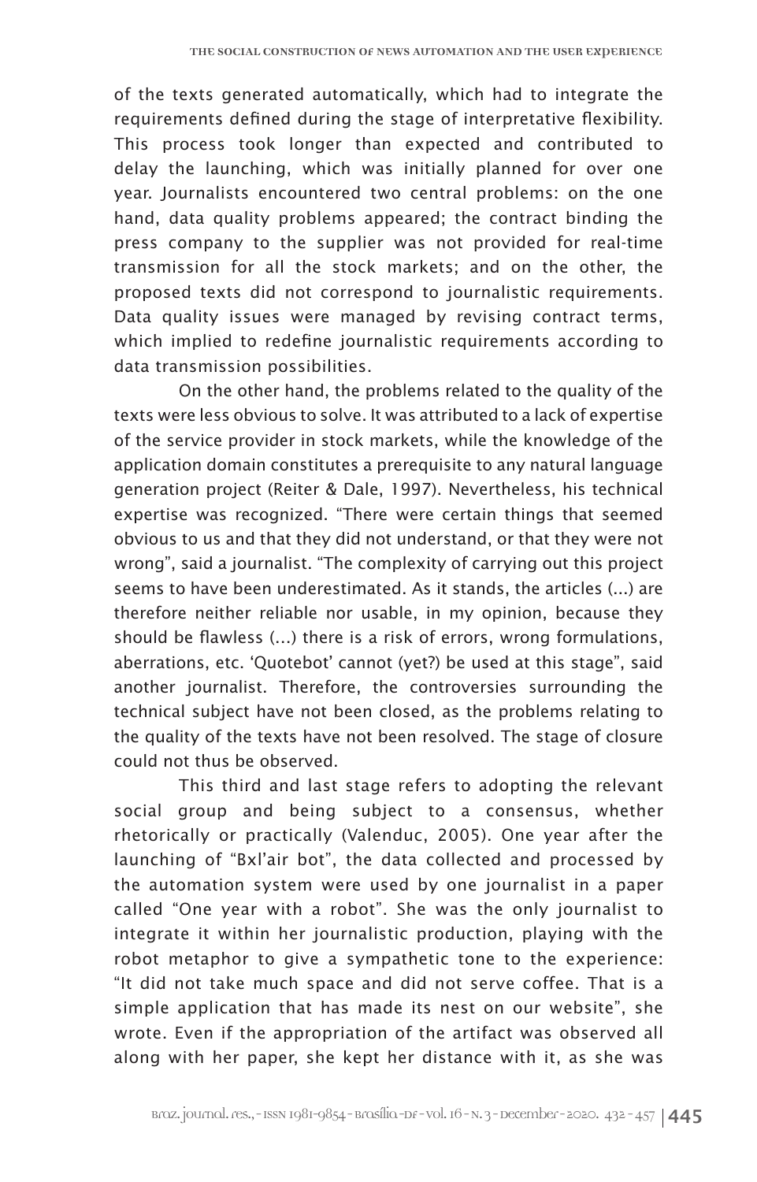of the texts generated automatically, which had to integrate the requirements defined during the stage of interpretative flexibility. This process took longer than expected and contributed to delay the launching, which was initially planned for over one year. Journalists encountered two central problems: on the one hand, data quality problems appeared; the contract binding the press company to the supplier was not provided for real-time transmission for all the stock markets; and on the other, the proposed texts did not correspond to journalistic requirements. Data quality issues were managed by revising contract terms, which implied to redefine journalistic requirements according to data transmission possibilities.

On the other hand, the problems related to the quality of the texts were less obvious to solve. It was attributed to a lack of expertise of the service provider in stock markets, while the knowledge of the application domain constitutes a prerequisite to any natural language generation project (Reiter & Dale, 1997). Nevertheless, his technical expertise was recognized. "There were certain things that seemed obvious to us and that they did not understand, or that they were not wrong", said a journalist. "The complexity of carrying out this project seems to have been underestimated. As it stands, the articles (...) are therefore neither reliable nor usable, in my opinion, because they should be flawless (...) there is a risk of errors, wrong formulations, aberrations, etc. 'Quotebot' cannot (yet?) be used at this stage", said another journalist. Therefore, the controversies surrounding the technical subject have not been closed, as the problems relating to the quality of the texts have not been resolved. The stage of closure could not thus be observed.

This third and last stage refers to adopting the relevant social group and being subject to a consensus, whether rhetorically or practically (Valenduc, 2005). One year after the launching of "Bxl'air bot", the data collected and processed by the automation system were used by one journalist in a paper called "One year with a robot". She was the only journalist to integrate it within her journalistic production, playing with the robot metaphor to give a sympathetic tone to the experience: "It did not take much space and did not serve coffee. That is a simple application that has made its nest on our website", she wrote. Even if the appropriation of the artifact was observed all along with her paper, she kept her distance with it, as she was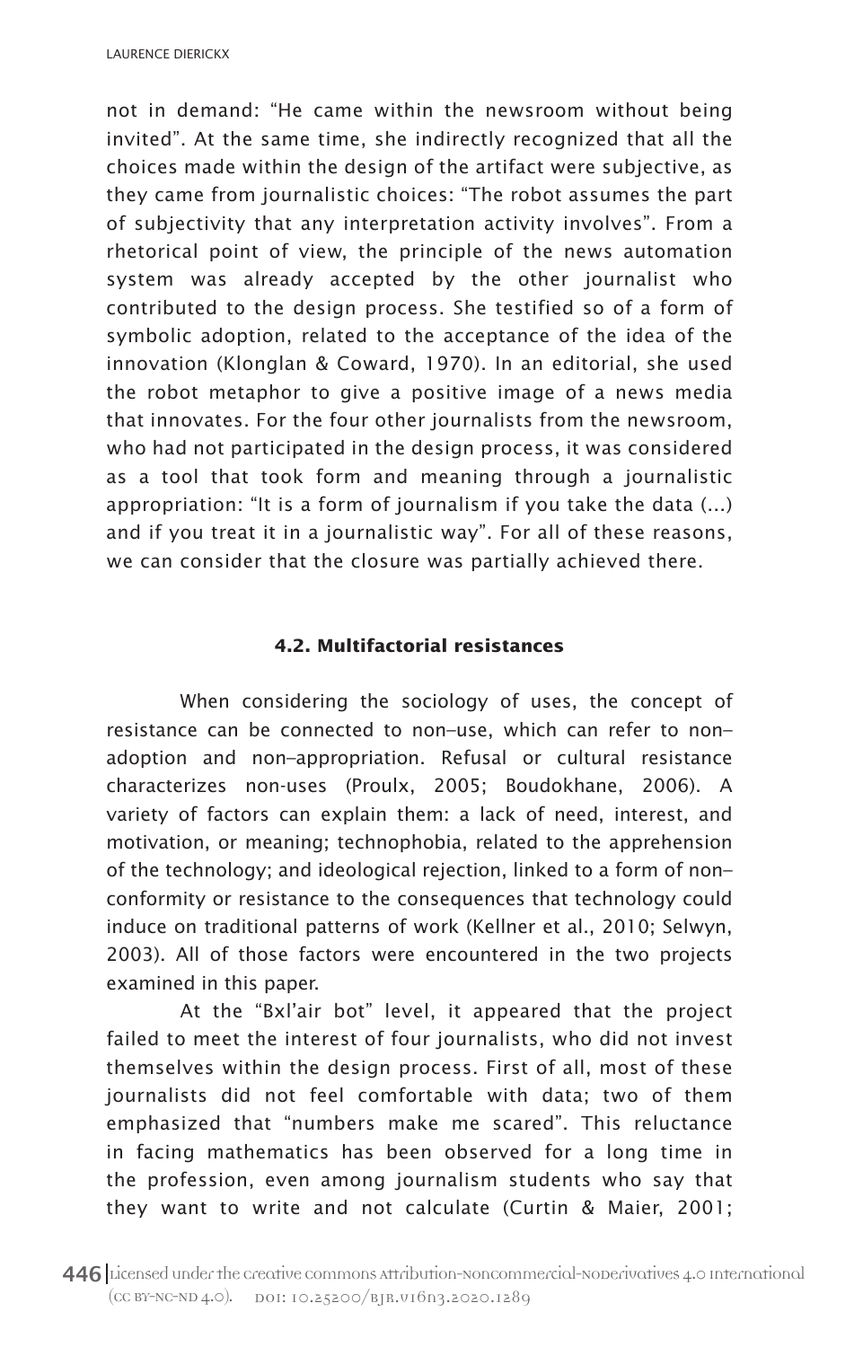not in demand: “He came within the newsroom without being invited”. At the same time, she indirectly recognized that all the choices made within the design of the artifact were subjective, as they came from journalistic choices: “The robot assumes the part of subjectivity that any interpretation activity involves”. From a rhetorical point of view, the principle of the news automation system was already accepted by the other journalist who contributed to the design process. She testified so of a form of symbolic adoption, related to the acceptance of the idea of the innovation (Klonglan & Coward, 1970). In an editorial, she used the robot metaphor to give a positive image of a news media that innovates. For the four other journalists from the newsroom, who had not participated in the design process, it was considered as a tool that took form and meaning through a journalistic appropriation: “It is a form of journalism if you take the data (...) and if you treat it in a journalistic way”. For all of these reasons, we can consider that the closure was partially achieved there.

### 4.2. Multifactorial resistances

When considering the sociology of uses, the concept of resistance can be connected to non–use, which can refer to non–adoption and non–appropriation. Refusal or cultural resistance characterizes non-uses (Proulx, 2005; Boudokhane, 2006). A variety of factors can explain them: a lack of need, interest, and motivation, or meaning; technophobia, related to the apprehension of the technology; and ideological rejection, linked to a form of non–conformity or resistance to the consequences that technology could induce on traditional patterns of work (Kellner et al., 2010; Selwyn, 2003). All of those factors were encountered in the two projects examined in this paper.

At the “Bxl’air bot” level, it appeared that the project failed to meet the interest of four journalists, who did not invest themselves within the design process. First of all, most of these journalists did not feel comfortable with data; two of them emphasized that “numbers make me scared”. This reluctance in facing mathematics has been observed for a long time in the profession, even among journalism students who say that they want to write and not calculate (Curtin & Maier, 2001;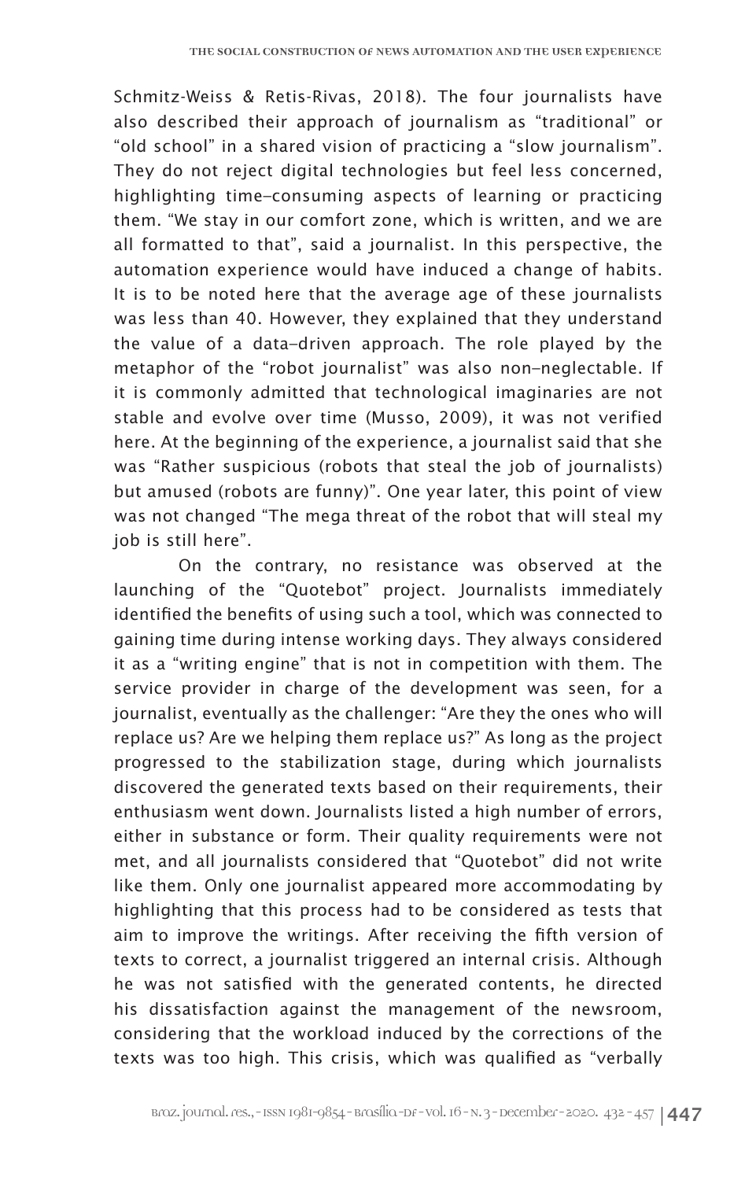Schmitz-Weiss & Retis-Rivas, 2018). The four journalists have also described their approach of journalism as "traditional" or "old school" in a shared vision of practicing a "slow journalism". They do not reject digital technologies but feel less concerned, highlighting time-consuming aspects of learning or practicing them. "We stay in our comfort zone, which is written, and we are all formatted to that", said a journalist. In this perspective, the automation experience would have induced a change of habits. It is to be noted here that the average age of these journalists was less than 40. However, they explained that they understand the value of a data-driven approach. The role played by the metaphor of the "robot journalist" was also non-neglectable. If it is commonly admitted that technological imaginaries are not stable and evolve over time (Musso, 2009), it was not verified here. At the beginning of the experience, a journalist said that she was "Rather suspicious (robots that steal the job of journalists) but amused (robots are funny)". One year later, this point of view was not changed "The mega threat of the robot that will steal my job is still here".

On the contrary, no resistance was observed at the launching of the "Quotebot" project. Journalists immediately identified the benefits of using such a tool, which was connected to gaining time during intense working days. They always considered it as a "writing engine" that is not in competition with them. The service provider in charge of the development was seen, for a journalist, eventually as the challenger: "Are they the ones who will replace us? Are we helping them replace us?" As long as the project progressed to the stabilization stage, during which journalists discovered the generated texts based on their requirements, their enthusiasm went down. Journalists listed a high number of errors, either in substance or form. Their quality requirements were not met, and all journalists considered that "Quotebot" did not write like them. Only one journalist appeared more accommodating by highlighting that this process had to be considered as tests that aim to improve the writings. After receiving the fifth version of texts to correct, a journalist triggered an internal crisis. Although he was not satisfied with the generated contents, he directed his dissatisfaction against the management of the newsroom, considering that the workload induced by the corrections of the texts was too high. This crisis, which was qualified as "verbally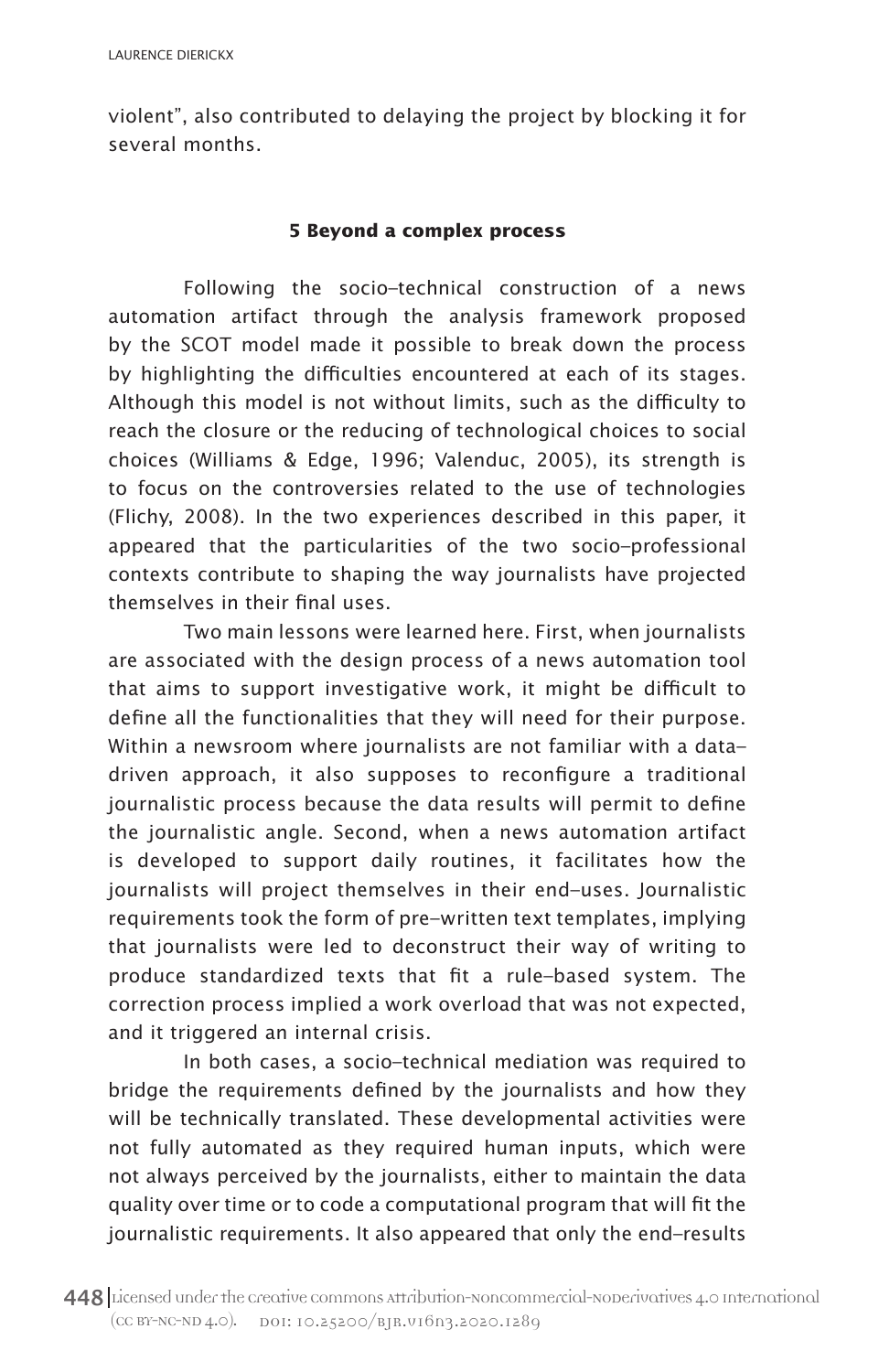violent", also contributed to delaying the project by blocking it for several months.

## 5 Beyond a complex process

Following the socio-technical construction of a news automation artifact through the analysis framework proposed by the SCOT model made it possible to break down the process by highlighting the difficulties encountered at each of its stages. Although this model is not without limits, such as the difficulty to reach the closure or the reducing of technological choices to social choices (Williams & Edge, 1996; Valenduc, 2005), its strength is to focus on the controversies related to the use of technologies (Flichy, 2008). In the two experiences described in this paper, it appeared that the particularities of the two socio-professional contexts contribute to shaping the way journalists have projected themselves in their final uses.

Two main lessons were learned here. First, when journalists are associated with the design process of a news automation tool that aims to support investigative work, it might be difficult to define all the functionalities that they will need for their purpose. Within a newsroom where journalists are not familiar with a data-driven approach, it also supposes to reconfigure a traditional journalistic process because the data results will permit to define the journalistic angle. Second, when a news automation artifact is developed to support daily routines, it facilitates how the journalists will project themselves in their end-uses. Journalistic requirements took the form of pre-written text templates, implying that journalists were led to deconstruct their way of writing to produce standardized texts that fit a rule-based system. The correction process implied a work overload that was not expected, and it triggered an internal crisis.

In both cases, a socio-technical mediation was required to bridge the requirements defined by the journalists and how they will be technically translated. These developmental activities were not fully automated as they required human inputs, which were not always perceived by the journalists, either to maintain the data quality over time or to code a computational program that will fit the journalistic requirements. It also appeared that only the end-results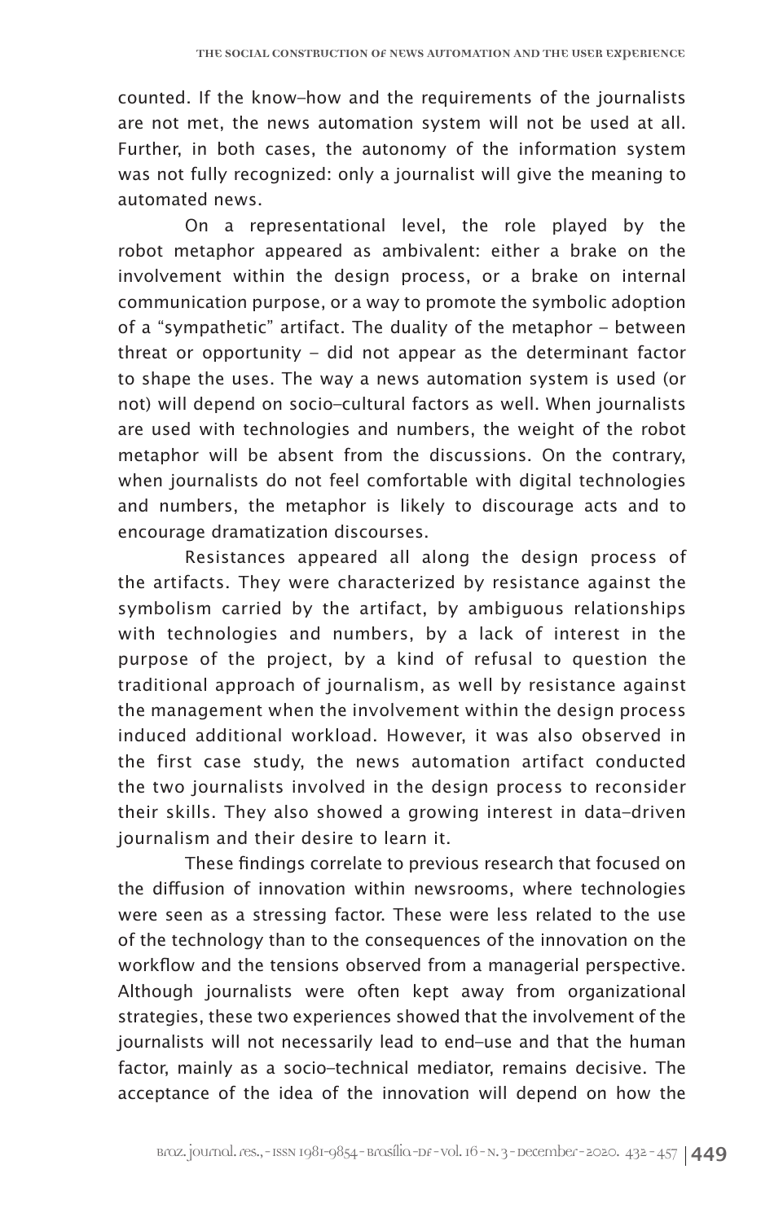counted. If the know-how and the requirements of the journalists are not met, the news automation system will not be used at all. Further, in both cases, the autonomy of the information system was not fully recognized: only a journalist will give the meaning to automated news.

On a representational level, the role played by the robot metaphor appeared as ambivalent: either a brake on the involvement within the design process, or a brake on internal communication purpose, or a way to promote the symbolic adoption of a "sympathetic" artifact. The duality of the metaphor – between threat or opportunity – did not appear as the determinant factor to shape the uses. The way a news automation system is used (or not) will depend on socio-cultural factors as well. When journalists are used with technologies and numbers, the weight of the robot metaphor will be absent from the discussions. On the contrary, when journalists do not feel comfortable with digital technologies and numbers, the metaphor is likely to discourage acts and to encourage dramatization discourses.

Resistances appeared all along the design process of the artifacts. They were characterized by resistance against the symbolism carried by the artifact, by ambiguous relationships with technologies and numbers, by a lack of interest in the purpose of the project, by a kind of refusal to question the traditional approach of journalism, as well by resistance against the management when the involvement within the design process induced additional workload. However, it was also observed in the first case study, the news automation artifact conducted the two journalists involved in the design process to reconsider their skills. They also showed a growing interest in data-driven journalism and their desire to learn it.

These findings correlate to previous research that focused on the diffusion of innovation within newsrooms, where technologies were seen as a stressing factor. These were less related to the use of the technology than to the consequences of the innovation on the workflow and the tensions observed from a managerial perspective. Although journalists were often kept away from organizational strategies, these two experiences showed that the involvement of the journalists will not necessarily lead to end-use and that the human factor, mainly as a socio-technical mediator, remains decisive. The acceptance of the idea of the innovation will depend on how the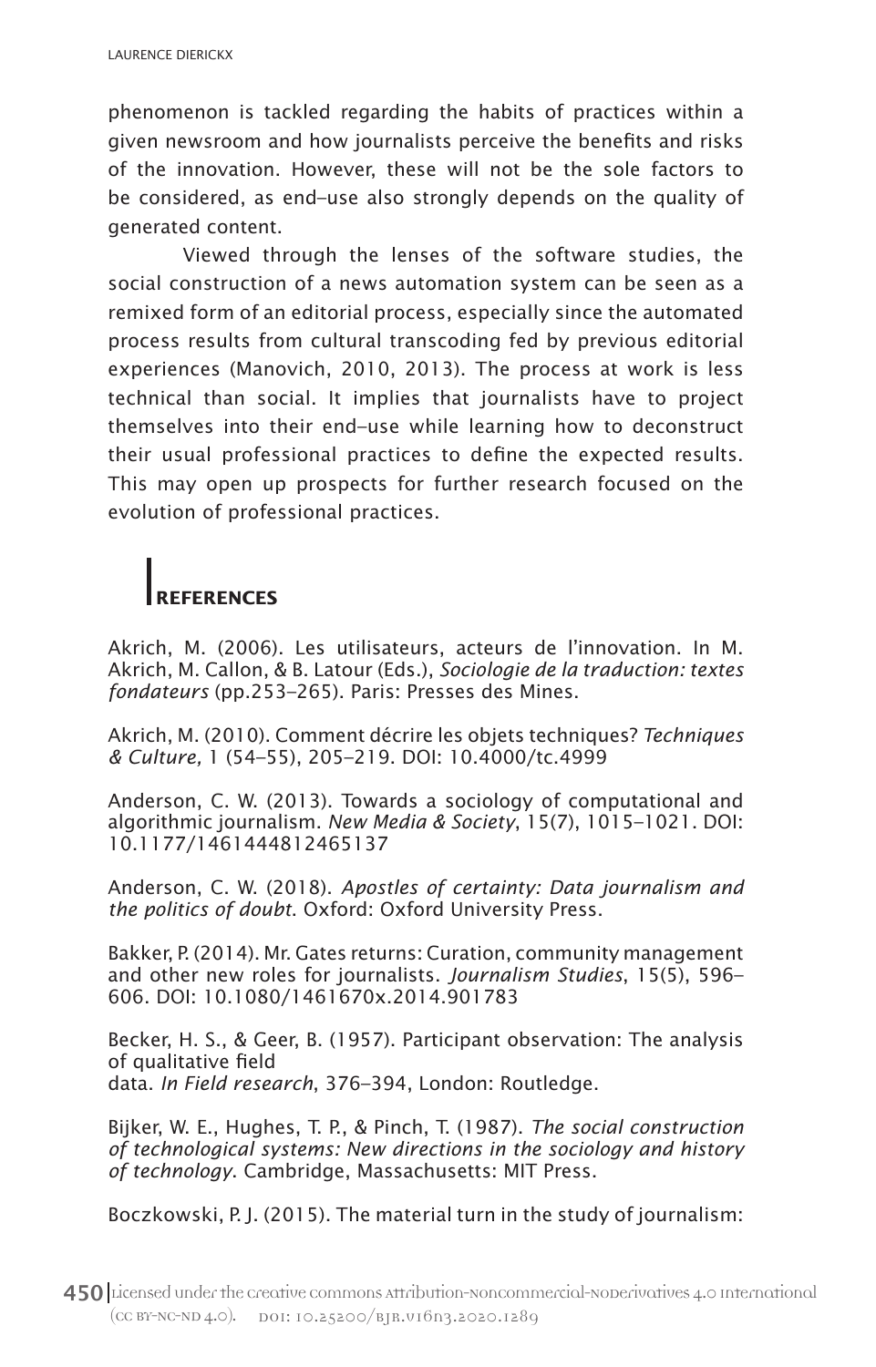phenomenon is tackled regarding the habits of practices within a given newsroom and how journalists perceive the benefits and risks of the innovation. However, these will not be the sole factors to be considered, as end-use also strongly depends on the quality of generated content.

Viewed through the lenses of the software studies, the social construction of a news automation system can be seen as a remixed form of an editorial process, especially since the automated process results from cultural transcoding fed by previous editorial experiences (Manovich, 2010, 2013). The process at work is less technical than social. It implies that journalists have to project themselves into their end-use while learning how to deconstruct their usual professional practices to define the expected results. This may open up prospects for further research focused on the evolution of professional practices.

## REFERENCES

Akrich, M. (2006). Les utilisateurs, acteurs de l'innovation. In M. Akrich, M. Callon, & B. Latour (Eds.), *Sociologie de la traduction: textes fondateurs* (pp.253–265). Paris: Presses des Mines.

Akrich, M. (2010). Comment décrire les objets techniques? *Techniques & Culture,* 1 (54–55), 205–219. DOI: 10.4000/tc.4999

Anderson, C. W. (2013). Towards a sociology of computational and algorithmic journalism. *New Media & Society*, 15(7), 1015–1021. DOI: 10.1177/1461444812465137

Anderson, C. W. (2018). *Apostles of certainty: Data journalism and the politics of doubt.* Oxford: Oxford University Press.

Bakker, P. (2014). Mr. Gates returns: Curation, community management and other new roles for journalists. *Journalism Studies*, 15(5), 596–606. DOI: 10.1080/1461670x.2014.901783

Becker, H. S., & Geer, B. (1957). Participant observation: The analysis of qualitative field data. *In Field research*, 376–394, London: Routledge.

Bijker, W. E., Hughes, T. P., & Pinch, T. (1987). *The social construction of technological systems: New directions in the sociology and history of technology*. Cambridge, Massachusetts: MIT Press.

Boczkowski, P. J. (2015). The material turn in the study of journalism: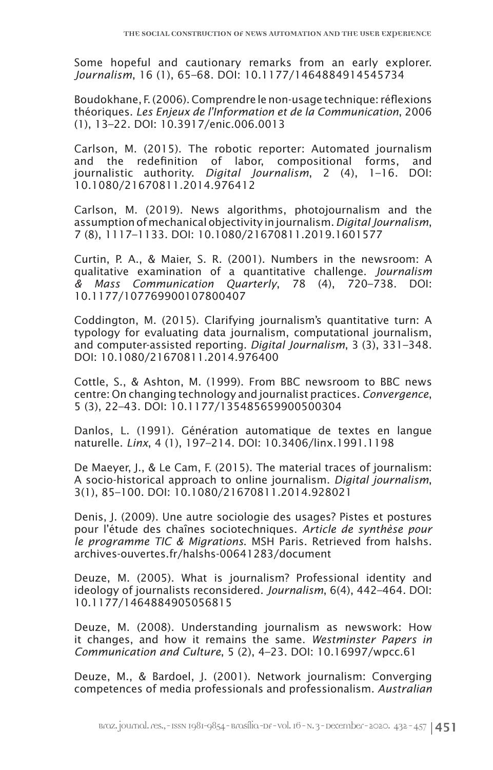Some hopeful and cautionary remarks from an early explorer. *Journalism*, 16 (1), 65–68. DOI: 10.1177/1464884914545734

Boudokhane, F. (2006). Comprendre le non-usage technique: réflexions théoriques. *Les Enjeux de l'Information et de la Communication*, 2006 (1), 13–22. DOI: 10.3917/enic.006.0013

Carlson, M. (2015). The robotic reporter: Automated journalism and the redefinition of labor, compositional forms, and journalistic authority. *Digital Journalism*, 2 (4), 1–16. DOI: 10.1080/21670811.2014.976412

Carlson, M. (2019). News algorithms, photojournalism and the assumption of mechanical objectivity in journalism. *Digital Journalism*, 7 (8), 1117–1133. DOI: 10.1080/21670811.2019.1601577

Curtin, P. A., & Maier, S. R. (2001). Numbers in the newsroom: A qualitative examination of a quantitative challenge. *Journalism & Mass Communication Quarterly*, 78 (4), 720–738. DOI: 10.1177/107769900107800407

Coddington, M. (2015). Clarifying journalism's quantitative turn: A typology for evaluating data journalism, computational journalism, and computer-assisted reporting. *Digital Journalism*, 3 (3), 331–348. DOI: 10.1080/21670811.2014.976400

Cottle, S., & Ashton, M. (1999). From BBC newsroom to BBC news centre: On changing technology and journalist practices. *Convergence*, 5 (3), 22–43. DOI: 10.1177/135485659900500304

Danlos, L. (1991). Génération automatique de textes en langue naturelle. *Linx*, 4 (1), 197–214. DOI: 10.3406/linx.1991.1198

De Maeyer, J., & Le Cam, F. (2015). The material traces of journalism: A socio-historical approach to online journalism. *Digital journalism*, 3(1), 85–100. DOI: 10.1080/21670811.2014.928021

Denis, J. (2009). Une autre sociologie des usages? Pistes et postures pour l'étude des chaînes sociotechniques. *Article de synthèse pour le programme TIC & Migrations*. MSH Paris. Retrieved from halshs.archives-ouvertes.fr/halshs-00641283/document

Deuze, M. (2005). What is journalism? Professional identity and ideology of journalists reconsidered. *Journalism*, 6(4), 442–464. DOI: 10.1177/1464884905056815

Deuze, M. (2008). Understanding journalism as newswork: How it changes, and how it remains the same. *Westminster Papers in Communication and Culture*, 5 (2), 4–23. DOI: 10.16997/wpcc.61

Deuze, M., & Bardoel, J. (2001). Network journalism: Converging competences of media professionals and professionalism. *Australian*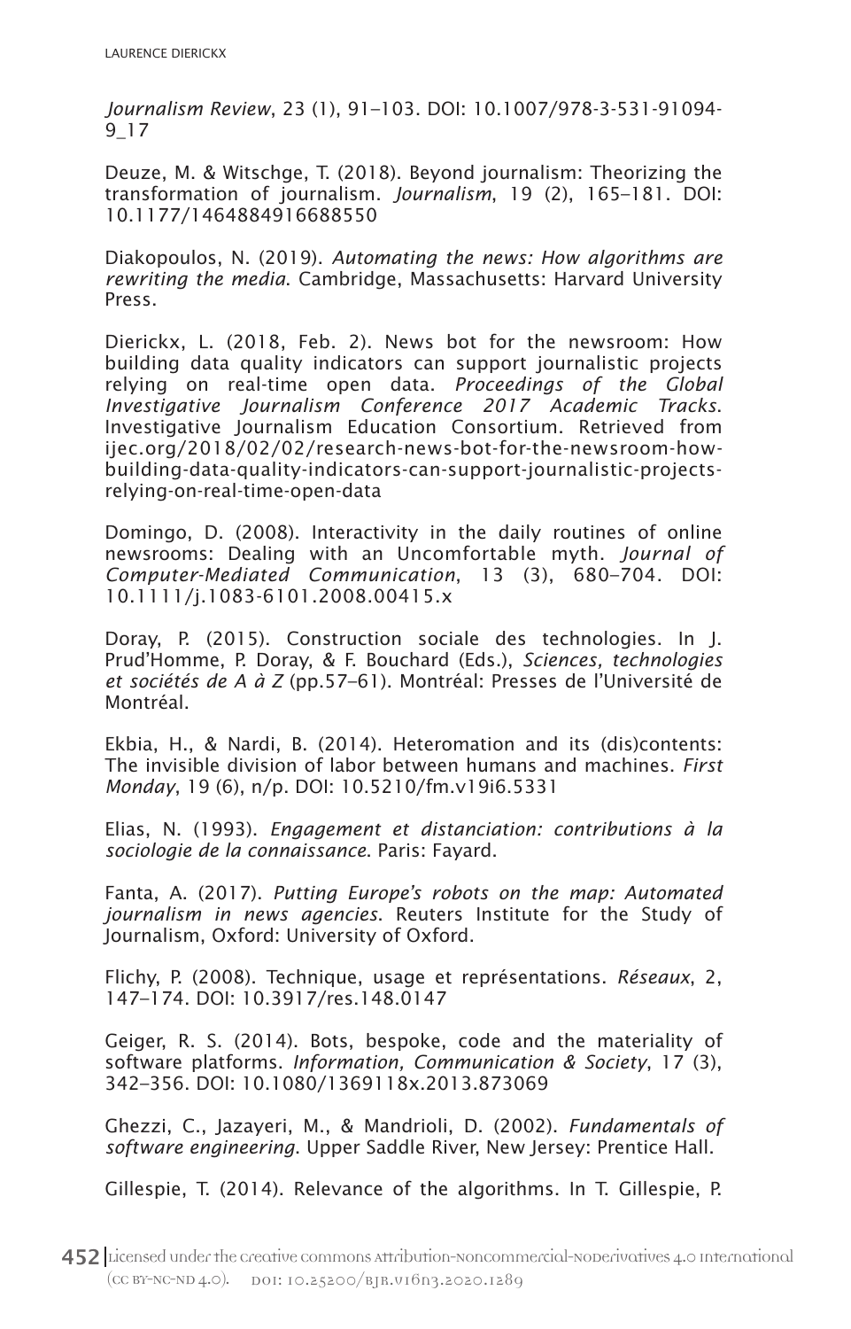*Journalism Review*, 23 (1), 91–103. DOI: 10.1007/978-3-531-91094-9_17

Deuze, M. & Witschge, T. (2018). Beyond journalism: Theorizing the transformation of journalism. *Journalism*, 19 (2), 165–181. DOI: 10.1177/1464884916688550

Diakopoulos, N. (2019). *Automating the news: How algorithms are rewriting the media*. Cambridge, Massachusetts: Harvard University Press.

Dierickx, L. (2018, Feb. 2). News bot for the newsroom: How building data quality indicators can support journalistic projects relying on real-time open data. *Proceedings of the Global Investigative Journalism Conference 2017 Academic Tracks*. Investigative Journalism Education Consortium. Retrieved from ijec.org/2018/02/02/research-news-bot-for-the-newsroom-how-building-data-quality-indicators-can-support-journalistic-projects-relying-on-real-time-open-data

Domingo, D. (2008). Interactivity in the daily routines of online newsrooms: Dealing with an Uncomfortable myth. *Journal of Computer-Mediated Communication*, 13 (3), 680–704. DOI: 10.1111/j.1083-6101.2008.00415.x

Doray, P. (2015). Construction sociale des technologies. In J. Prud'Homme, P. Doray, & F. Bouchard (Eds.), *Sciences, technologies et sociétés de A à Z* (pp.57–61). Montréal: Presses de l'Université de Montréal.

Ekbia, H., & Nardi, B. (2014). Heteromation and its (dis)contents: The invisible division of labor between humans and machines. *First Monday*, 19 (6), n/p. DOI: 10.5210/fm.v19i6.5331

Elias, N. (1993). *Engagement et distanciation: contributions à la sociologie de la connaissance*. Paris: Fayard.

Fanta, A. (2017). *Putting Europe's robots on the map: Automated journalism in news agencies*. Reuters Institute for the Study of Journalism, Oxford: University of Oxford.

Flichy, P. (2008). Technique, usage et représentations. *Réseaux*, 2, 147–174. DOI: 10.3917/res.148.0147

Geiger, R. S. (2014). Bots, bespoke, code and the materiality of software platforms. *Information, Communication & Society*, 17 (3), 342–356. DOI: 10.1080/1369118x.2013.873069

Ghezzi, C., Jazayeri, M., & Mandrioli, D. (2002). *Fundamentals of software engineering*. Upper Saddle River, New Jersey: Prentice Hall.

Gillespie, T. (2014). Relevance of the algorithms. In T. Gillespie, P.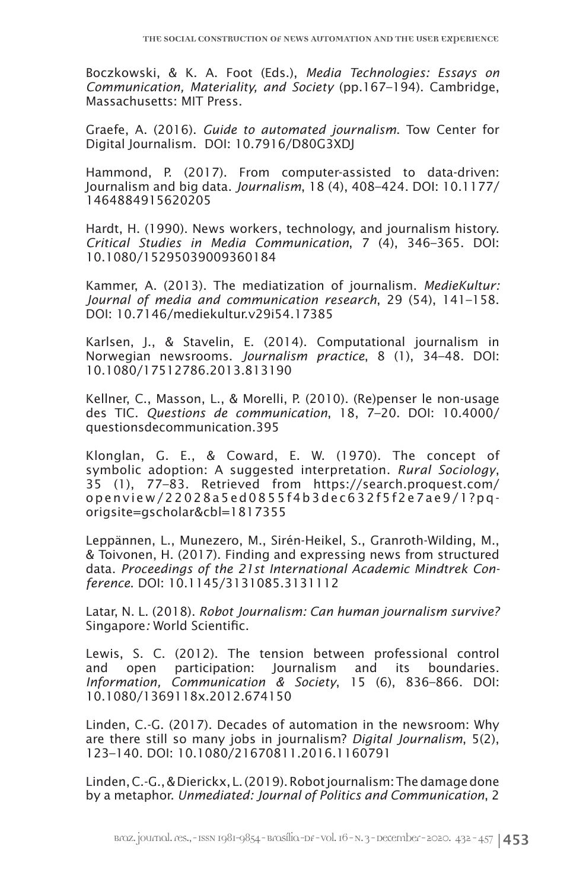Boczkowski, & K. A. Foot (Eds.), *Media Technologies: Essays on Communication, Materiality, and Society* (pp.167–194). Cambridge, Massachusetts: MIT Press.

Graefe, A. (2016). *Guide to automated journalism*. Tow Center for Digital Journalism. DOI: 10.7916/D80G3XDJ

Hammond, P. (2017). From computer-assisted to data-driven: Journalism and big data. *Journalism*, 18 (4), 408–424. DOI: 10.1177/1464884915620205

Hardt, H. (1990). News workers, technology, and journalism history. *Critical Studies in Media Communication*, 7 (4), 346–365. DOI: 10.1080/15295039009360184

Kammer, A. (2013). The mediatization of journalism. *MedieKultur: Journal of media and communication research*, 29 (54), 141–158. DOI: 10.7146/mediekultur.v29i54.17385

Karlsen, J., & Stavelin, E. (2014). Computational journalism in Norwegian newsrooms. *Journalism practice*, 8 (1), 34–48. DOI: 10.1080/17512786.2013.813190

Kellner, C., Masson, L., & Morelli, P. (2010). (Re)penser le non-usage des TIC. *Questions de communication*, 18, 7–20. DOI: 10.4000/questionsdecommunication.395

Klonglan, G. E., & Coward, E. W. (1970). The concept of symbolic adoption: A suggested interpretation. *Rural Sociology*, 35 (1), 77–83. Retrieved from https://search.proquest.com/openview/22028a5ed0855f4b3dec632f5f2e7ae9/1?pq-origsite=gscholar&cbl=1817355

Leppännen, L., Munezero, M., Sirén-Heikel, S., Granroth-Wilding, M., & Toivonen, H. (2017). Finding and expressing news from structured data. *Proceedings of the 21st International Academic Mindtrek Conference*. DOI: 10.1145/3131085.3131112

Latar, N. L. (2018). *Robot Journalism: Can human journalism survive?* Singapore*:* World Scientific.

Lewis, S. C. (2012). The tension between professional control and open participation: Journalism and its boundaries. *Information, Communication & Society*, 15 (6), 836–866. DOI: 10.1080/1369118x.2012.674150

Linden, C.-G. (2017). Decades of automation in the newsroom: Why are there still so many jobs in journalism? *Digital Journalism*, 5(2), 123–140. DOI: 10.1080/21670811.2016.1160791

Linden, C.-G., & Dierickx, L. (2019). Robot journalism: The damage done by a metaphor. *Unmediated: Journal of Politics and Communication*, 2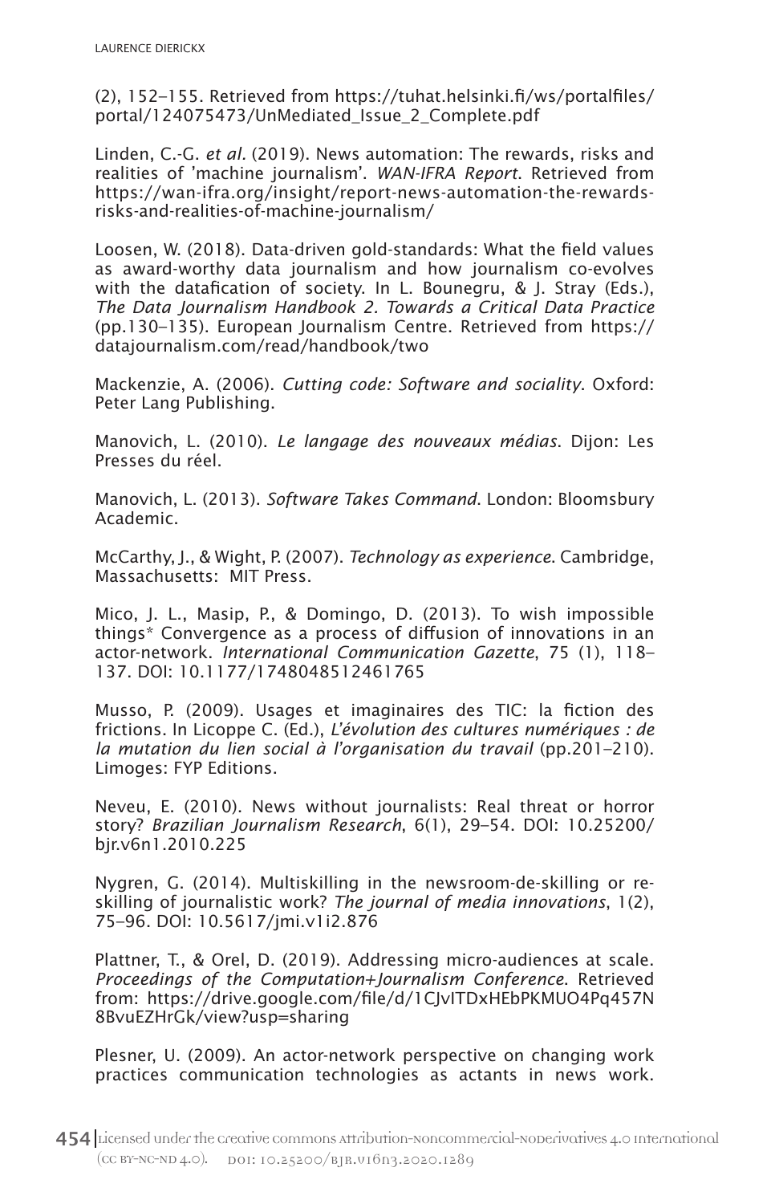(2), 152–155. Retrieved from https://tuhat.helsinki.fi/ws/portalfiles/portal/124075473/UnMediated_Issue_2_Complete.pdf

Linden, C.-G. *et al.* (2019). News automation: The rewards, risks and realities of 'machine journalism'. *WAN-IFRA Report*. Retrieved from https://wan-ifra.org/insight/report-news-automation-the-rewards-risks-and-realities-of-machine-journalism/

Loosen, W. (2018). Data-driven gold-standards: What the field values as award-worthy data journalism and how journalism co-evolves with the datafication of society. In L. Bounegru, & J. Stray (Eds.), *The Data Journalism Handbook 2. Towards a Critical Data Practice* (pp.130–135). European Journalism Centre. Retrieved from https://datajournalism.com/read/handbook/two

Mackenzie, A. (2006). *Cutting code: Software and sociality*. Oxford: Peter Lang Publishing.

Manovich, L. (2010). *Le langage des nouveaux médias*. Dijon: Les Presses du réel.

Manovich, L. (2013). *Software Takes Command*. London: Bloomsbury Academic.

McCarthy, J., & Wight, P. (2007). *Technology as experience*. Cambridge, Massachusetts: MIT Press.

Mico, J. L., Masip, P., & Domingo, D. (2013). To wish impossible things* Convergence as a process of diffusion of innovations in an actor-network. *International Communication Gazette*, 75 (1), 118–137. DOI: 10.1177/1748048512461765

Musso, P. (2009). Usages et imaginaires des TIC: la fiction des frictions. In Licoppe C. (Ed.), *L'évolution des cultures numériques : de la mutation du lien social à l'organisation du travail* (pp.201–210). Limoges: FYP Editions.

Neveu, E. (2010). News without journalists: Real threat or horror story? *Brazilian Journalism Research*, 6(1), 29–54. DOI: 10.25200/bjr.v6n1.2010.225

Nygren, G. (2014). Multiskilling in the newsroom-de-skilling or re-skilling of journalistic work? *The journal of media innovations*, 1(2), 75–96. DOI: 10.5617/jmi.v1i2.876

Plattner, T., & Orel, D. (2019). Addressing micro-audiences at scale. *Proceedings of the Computation+Journalism Conference*. Retrieved from: https://drive.google.com/file/d/1CJvITDxHEbPKMUO4Pq457N8BvuEZHrGk/view?usp=sharing

Plesner, U. (2009). An actor-network perspective on changing work practices communication technologies as actants in news work.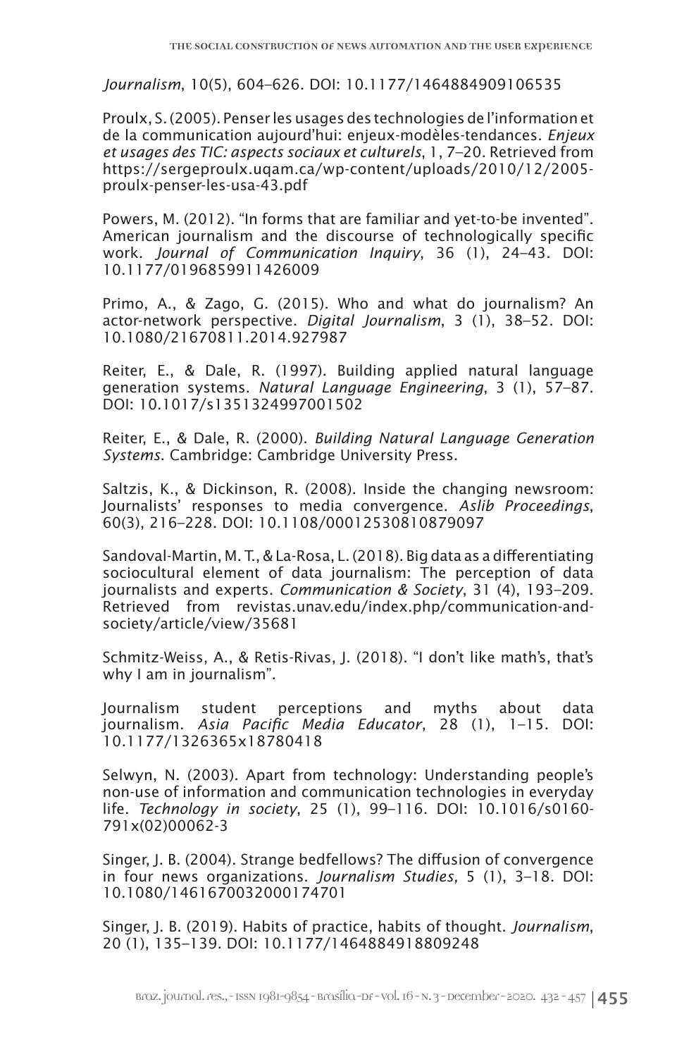*Journalism*, 10(5), 604–626. DOI: 10.1177/1464884909106535

Proulx, S. (2005). Penser les usages des technologies de l'information et de la communication aujourd'hui: enjeux-modèles-tendances. *Enjeux et usages des TIC: aspects sociaux et culturels*, 1, 7–20. Retrieved from https://sergeproulx.uqam.ca/wp-content/uploads/2010/12/2005-proulx-penser-les-usa-43.pdf

Powers, M. (2012). "In forms that are familiar and yet-to-be invented". American journalism and the discourse of technologically specific work. *Journal of Communication Inquiry*, 36 (1), 24–43. DOI: 10.1177/0196859911426009

Primo, A., & Zago, G. (2015). Who and what do journalism? An actor-network perspective. *Digital Journalism*, 3 (1), 38–52. DOI: 10.1080/21670811.2014.927987

Reiter, E., & Dale, R. (1997). Building applied natural language generation systems. *Natural Language Engineering*, 3 (1), 57–87. DOI: 10.1017/s1351324997001502

Reiter, E., & Dale, R. (2000). *Building Natural Language Generation Systems*. Cambridge: Cambridge University Press.

Saltzis, K., & Dickinson, R. (2008). Inside the changing newsroom: Journalists' responses to media convergence. *Aslib Proceedings*, 60(3), 216–228. DOI: 10.1108/00012530810879097

Sandoval-Martin, M. T., & La-Rosa, L. (2018). Big data as a differentiating sociocultural element of data journalism: The perception of data journalists and experts. *Communication & Society*, 31 (4), 193–209. Retrieved from revistas.unav.edu/index.php/communication-and-society/article/view/35681

Schmitz-Weiss, A., & Retis-Rivas, J. (2018). "I don't like math's, that's why I am in journalism".

Journalism student perceptions and myths about data journalism. *Asia Pacific Media Educator*, 28 (1), 1–15. DOI: 10.1177/1326365x18780418

Selwyn, N. (2003). Apart from technology: Understanding people's non-use of information and communication technologies in everyday life. *Technology in society*, 25 (1), 99–116. DOI: 10.1016/s0160-791x(02)00062-3

Singer, J. B. (2004). Strange bedfellows? The diffusion of convergence in four news organizations. *Journalism Studies,* 5 (1), 3–18. DOI: 10.1080/1461670032000174701

Singer, J. B. (2019). Habits of practice, habits of thought. *Journalism*, 20 (1), 135–139. DOI: 10.1177/1464884918809248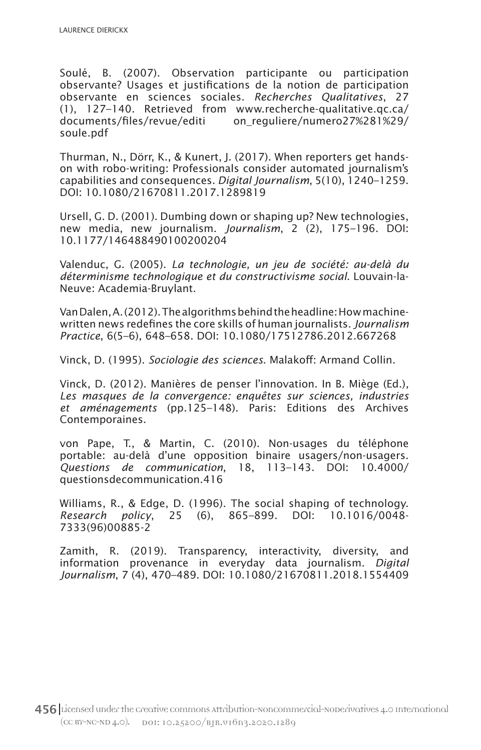Soulé, B. (2007). Observation participante ou participation observante? Usages et justifications de la notion de participation observante en sciences sociales. *Recherches Qualitatives*, 27 (1), 127–140. Retrieved from www.recherche-qualitative.qc.ca/documents/files/revue/editi on_reguliere/numero27%281%29/soule.pdf

Thurman, N., Dörr, K., & Kunert, J. (2017). When reporters get hands-on with robo-writing: Professionals consider automated journalism's capabilities and consequences. *Digital Journalism*, 5(10), 1240–1259. DOI: 10.1080/21670811.2017.1289819

Ursell, G. D. (2001). Dumbing down or shaping up? New technologies, new media, new journalism. *Journalism*, 2 (2), 175–196. DOI: 10.1177/146488490100200204

Valenduc, G. (2005). *La technologie, un jeu de société: au-delà du déterminisme technologique et du constructivisme social*. Louvain-la-Neuve: Academia-Bruylant.

Van Dalen, A. (2012). The algorithms behind the headline: How machine-written news redefines the core skills of human journalists. *Journalism Practice*, 6(5–6), 648–658. DOI: 10.1080/17512786.2012.667268

Vinck, D. (1995). *Sociologie des sciences*. Malakoff: Armand Collin.

Vinck, D. (2012). Manières de penser l'innovation. In B. Miège (Ed.), *Les masques de la convergence: enquêtes sur sciences, industries et aménagements* (pp.125–148). Paris: Editions des Archives Contemporaines.

von Pape, T., & Martin, C. (2010). Non-usages du téléphone portable: au-delà d'une opposition binaire usagers/non-usagers. *Questions de communication*, 18, 113–143. DOI: 10.4000/questionsdecommunication.416

Williams, R., & Edge, D. (1996). The social shaping of technology. *Research policy*, 25 (6), 865–899. DOI: 10.1016/0048-7333(96)00885-2

Zamith, R. (2019). Transparency, interactivity, diversity, and information provenance in everyday data journalism. *Digital Journalism*, 7 (4), 470–489. DOI: 10.1080/21670811.2018.1554409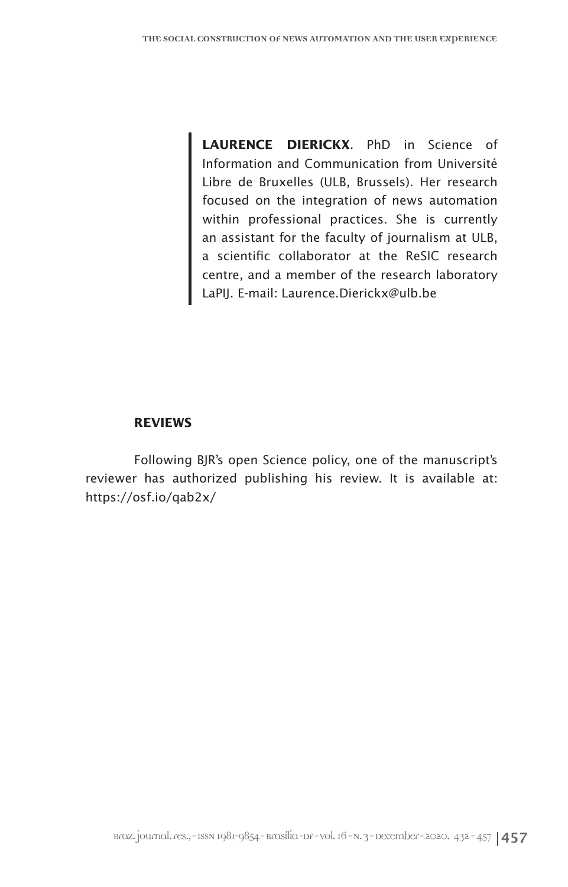**LAURENCE DIERICKX**. PhD in Science of Information and Communication from Université Libre de Bruxelles (ULB, Brussels). Her research focused on the integration of news automation within professional practices. She is currently an assistant for the faculty of journalism at ULB, a scientific collaborator at the ReSIC research centre, and a member of the research laboratory LaPIJ. E-mail: Laurence.Dierickx@ulb.be

## REVIEWS

Following BJR's open Science policy, one of the manuscript's reviewer has authorized publishing his review. It is available at: https://osf.io/qab2x/